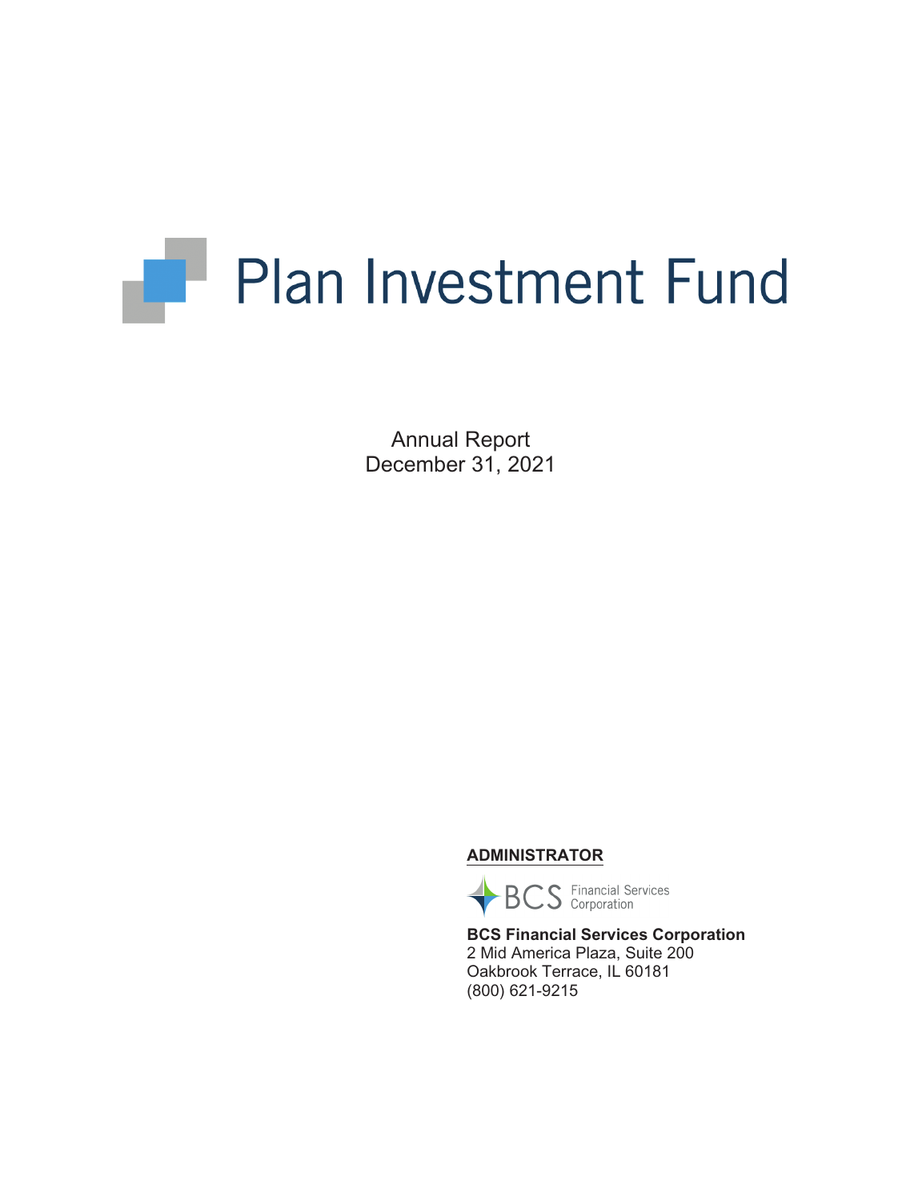# Plan Investment Fund

Annual Report
December 31, 2021

**ADMINISTRATOR**

BCS Financial Services Corporation

**BCS Financial Services Corporation**
2 Mid America Plaza, Suite 200
Oakbrook Terrace, IL 60181
(800) 621-9215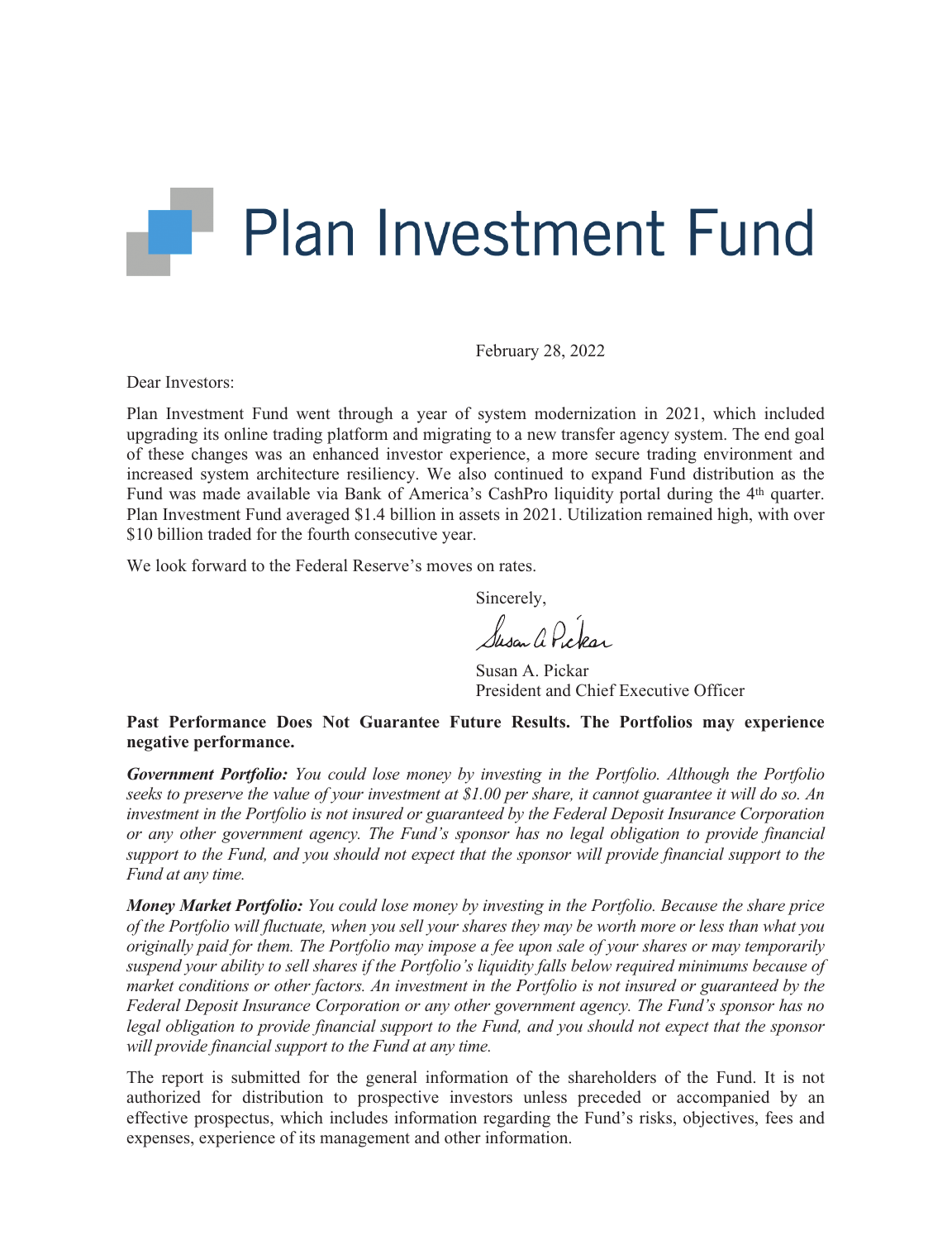# Plan Investment Fund

February 28, 2022

Dear Investors:

Plan Investment Fund went through a year of system modernization in 2021, which included upgrading its online trading platform and migrating to a new transfer agency system. The end goal of these changes was an enhanced investor experience, a more secure trading environment and increased system architecture resiliency. We also continued to expand Fund distribution as the Fund was made available via Bank of America's CashPro liquidity portal during the 4th quarter. Plan Investment Fund averaged $1.4 billion in assets in 2021. Utilization remained high, with over $10 billion traded for the fourth consecutive year.

We look forward to the Federal Reserve's moves on rates.

Sincerely,

Susan A. Pickar
President and Chief Executive Officer

**Past Performance Does Not Guarantee Future Results. The Portfolios may experience negative performance.**

***Government Portfolio:*** *You could lose money by investing in the Portfolio. Although the Portfolio seeks to preserve the value of your investment at $1.00 per share, it cannot guarantee it will do so. An investment in the Portfolio is not insured or guaranteed by the Federal Deposit Insurance Corporation or any other government agency. The Fund's sponsor has no legal obligation to provide financial support to the Fund, and you should not expect that the sponsor will provide financial support to the Fund at any time.*

***Money Market Portfolio:*** *You could lose money by investing in the Portfolio. Because the share price of the Portfolio will fluctuate, when you sell your shares they may be worth more or less than what you originally paid for them. The Portfolio may impose a fee upon sale of your shares or may temporarily suspend your ability to sell shares if the Portfolio's liquidity falls below required minimums because of market conditions or other factors. An investment in the Portfolio is not insured or guaranteed by the Federal Deposit Insurance Corporation or any other government agency. The Fund's sponsor has no legal obligation to provide financial support to the Fund, and you should not expect that the sponsor will provide financial support to the Fund at any time.*

The report is submitted for the general information of the shareholders of the Fund. It is not authorized for distribution to prospective investors unless preceded or accompanied by an effective prospectus, which includes information regarding the Fund's risks, objectives, fees and expenses, experience of its management and other information.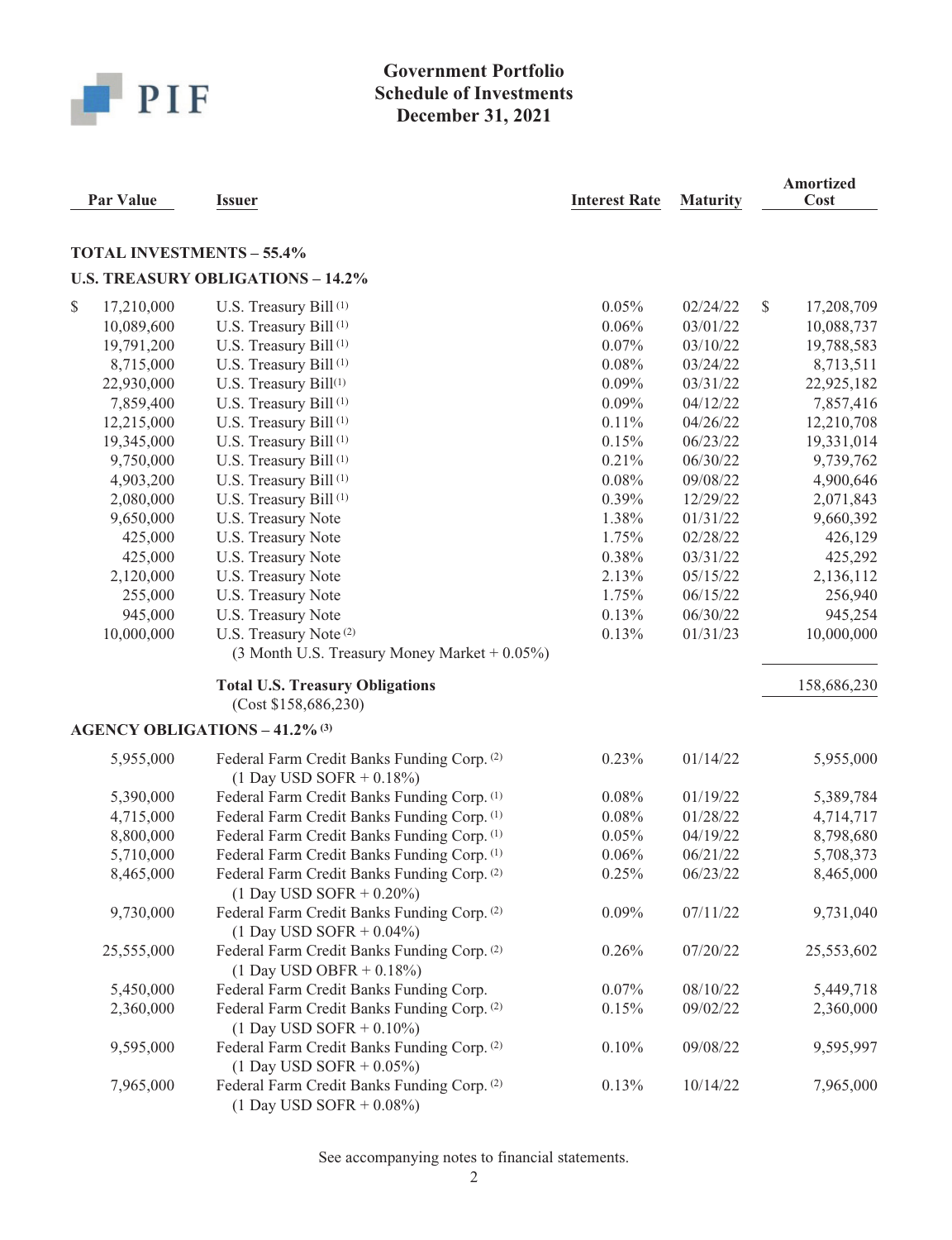# Government Portfolio
## Schedule of Investments
## December 31, 2021

| Par Value | Issuer | Interest Rate | Maturity | Amortized Cost |
|---|---|---|---|---|
| **TOTAL INVESTMENTS – 55.4%** | | | | |
| **U.S. TREASURY OBLIGATIONS – 14.2%** | | | | |
| $ 17,210,000 | U.S. Treasury Bill [(1)] | 0.05% | 02/24/22 | $ 17,208,709 |
| 10,089,600 | U.S. Treasury Bill [(1)] | 0.06% | 03/01/22 | 10,088,737 |
| 19,791,200 | U.S. Treasury Bill [(1)] | 0.07% | 03/10/22 | 19,788,583 |
| 8,715,000 | U.S. Treasury Bill [(1)] | 0.08% | 03/24/22 | 8,713,511 |
| 22,930,000 | U.S. Treasury Bill [(1)] | 0.09% | 03/31/22 | 22,925,182 |
| 7,859,400 | U.S. Treasury Bill [(1)] | 0.09% | 04/12/22 | 7,857,416 |
| 12,215,000 | U.S. Treasury Bill [(1)] | 0.11% | 04/26/22 | 12,210,708 |
| 19,345,000 | U.S. Treasury Bill [(1)] | 0.15% | 06/23/22 | 19,331,014 |
| 9,750,000 | U.S. Treasury Bill [(1)] | 0.21% | 06/30/22 | 9,739,762 |
| 4,903,200 | U.S. Treasury Bill [(1)] | 0.08% | 09/08/22 | 4,900,646 |
| 2,080,000 | U.S. Treasury Bill [(1)] | 0.39% | 12/29/22 | 2,071,843 |
| 9,650,000 | U.S. Treasury Note | 1.38% | 01/31/22 | 9,660,392 |
| 425,000 | U.S. Treasury Note | 1.75% | 02/28/22 | 426,129 |
| 425,000 | U.S. Treasury Note | 0.38% | 03/31/22 | 425,292 |
| 2,120,000 | U.S. Treasury Note | 2.13% | 05/15/22 | 2,136,112 |
| 255,000 | U.S. Treasury Note | 1.75% | 06/15/22 | 256,940 |
| 945,000 | U.S. Treasury Note | 0.13% | 06/30/22 | 945,254 |
| 10,000,000 | U.S. Treasury Note [(2)] (3 Month U.S. Treasury Money Market + 0.05%) | 0.13% | 01/31/23 | 10,000,000 |
| | **Total U.S. Treasury Obligations** (Cost $158,686,230) | | | 158,686,230 |
| **AGENCY OBLIGATIONS – 41.2% [(3)]** | | | | |
| 5,955,000 | Federal Farm Credit Banks Funding Corp. [(2)] (1 Day USD SOFR + 0.18%) | 0.23% | 01/14/22 | 5,955,000 |
| 5,390,000 | Federal Farm Credit Banks Funding Corp. [(1)] | 0.08% | 01/19/22 | 5,389,784 |
| 4,715,000 | Federal Farm Credit Banks Funding Corp. [(1)] | 0.08% | 01/28/22 | 4,714,717 |
| 8,800,000 | Federal Farm Credit Banks Funding Corp. [(1)] | 0.05% | 04/19/22 | 8,798,680 |
| 5,710,000 | Federal Farm Credit Banks Funding Corp. [(1)] | 0.06% | 06/21/22 | 5,708,373 |
| 8,465,000 | Federal Farm Credit Banks Funding Corp. [(2)] (1 Day USD SOFR + 0.20%) | 0.25% | 06/23/22 | 8,465,000 |
| 9,730,000 | Federal Farm Credit Banks Funding Corp. [(2)] (1 Day USD SOFR + 0.04%) | 0.09% | 07/11/22 | 9,731,040 |
| 25,555,000 | Federal Farm Credit Banks Funding Corp. [(2)] (1 Day USD OBFR + 0.18%) | 0.26% | 07/20/22 | 25,553,602 |
| 5,450,000 | Federal Farm Credit Banks Funding Corp. | 0.07% | 08/10/22 | 5,449,718 |
| 2,360,000 | Federal Farm Credit Banks Funding Corp. [(2)] (1 Day USD SOFR + 0.10%) | 0.15% | 09/02/22 | 2,360,000 |
| 9,595,000 | Federal Farm Credit Banks Funding Corp. [(2)] (1 Day USD SOFR + 0.05%) | 0.10% | 09/08/22 | 9,595,997 |
| 7,965,000 | Federal Farm Credit Banks Funding Corp. [(2)] (1 Day USD SOFR + 0.08%) | 0.13% | 10/14/22 | 7,965,000 |

See accompanying notes to financial statements.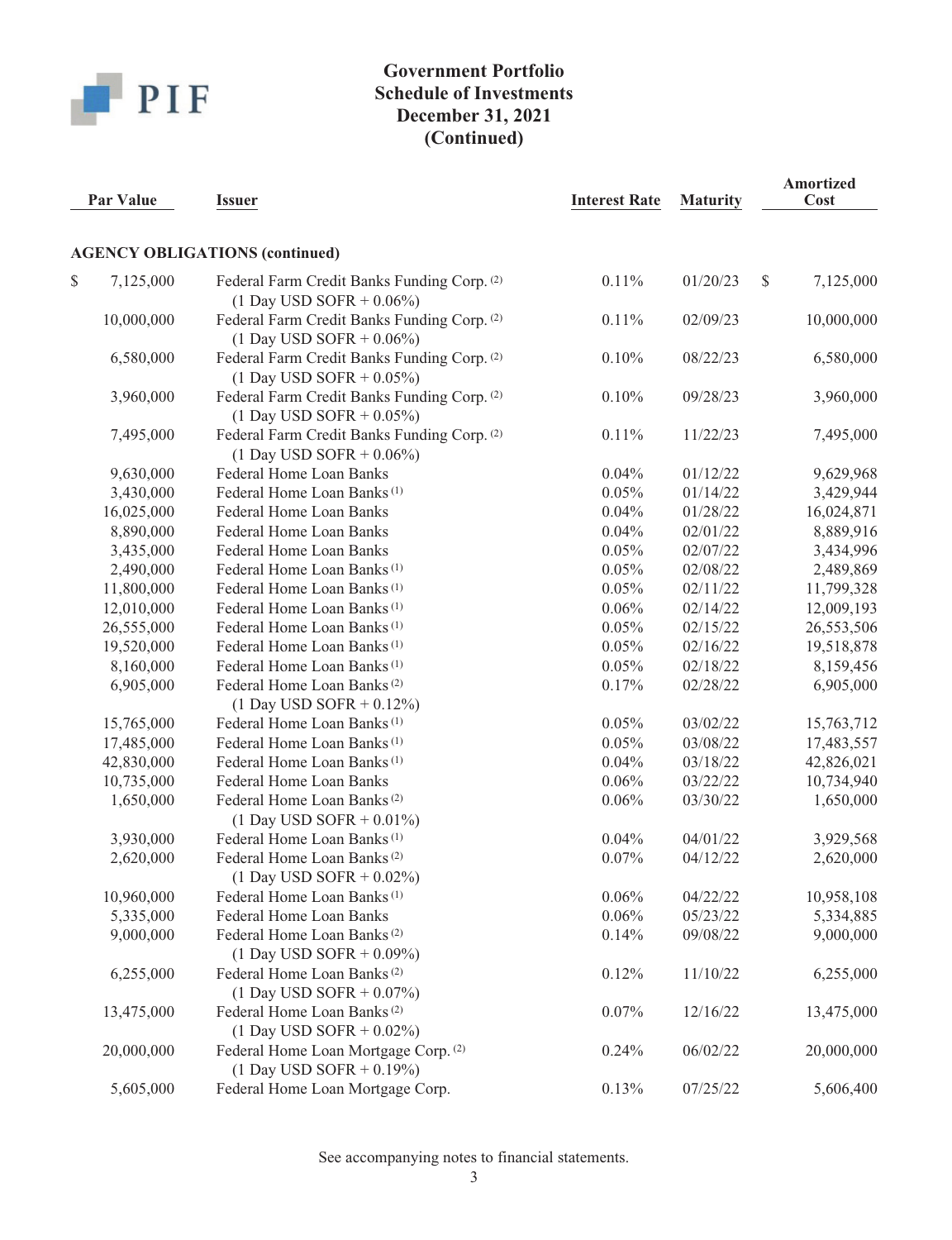# Government Portfolio
## Schedule of Investments
## December 31, 2021
## (Continued)

| Par Value | Issuer | Interest Rate | Maturity | Amortized Cost |
|---|---|---|---|---|
| **AGENCY OBLIGATIONS (continued)** | | | | |
| $ 7,125,000 | Federal Farm Credit Banks Funding Corp. [(2)] (1 Day USD SOFR + 0.06%) | 0.11% | 01/20/23 | $ 7,125,000 |
| 10,000,000 | Federal Farm Credit Banks Funding Corp. [(2)] (1 Day USD SOFR + 0.06%) | 0.11% | 02/09/23 | 10,000,000 |
| 6,580,000 | Federal Farm Credit Banks Funding Corp. [(2)] (1 Day USD SOFR + 0.05%) | 0.10% | 08/22/23 | 6,580,000 |
| 3,960,000 | Federal Farm Credit Banks Funding Corp. [(2)] (1 Day USD SOFR + 0.05%) | 0.10% | 09/28/23 | 3,960,000 |
| 7,495,000 | Federal Farm Credit Banks Funding Corp. [(2)] (1 Day USD SOFR + 0.06%) | 0.11% | 11/22/23 | 7,495,000 |
| 9,630,000 | Federal Home Loan Banks | 0.04% | 01/12/22 | 9,629,968 |
| 3,430,000 | Federal Home Loan Banks [(1)] | 0.05% | 01/14/22 | 3,429,944 |
| 16,025,000 | Federal Home Loan Banks | 0.04% | 01/28/22 | 16,024,871 |
| 8,890,000 | Federal Home Loan Banks | 0.04% | 02/01/22 | 8,889,916 |
| 3,435,000 | Federal Home Loan Banks | 0.05% | 02/07/22 | 3,434,996 |
| 2,490,000 | Federal Home Loan Banks [(1)] | 0.05% | 02/08/22 | 2,489,869 |
| 11,800,000 | Federal Home Loan Banks [(1)] | 0.05% | 02/11/22 | 11,799,328 |
| 12,010,000 | Federal Home Loan Banks [(1)] | 0.06% | 02/14/22 | 12,009,193 |
| 26,555,000 | Federal Home Loan Banks [(1)] | 0.05% | 02/15/22 | 26,553,506 |
| 19,520,000 | Federal Home Loan Banks [(1)] | 0.05% | 02/16/22 | 19,518,878 |
| 8,160,000 | Federal Home Loan Banks [(1)] | 0.05% | 02/18/22 | 8,159,456 |
| 6,905,000 | Federal Home Loan Banks [(2)] (1 Day USD SOFR + 0.12%) | 0.17% | 02/28/22 | 6,905,000 |
| 15,765,000 | Federal Home Loan Banks [(1)] | 0.05% | 03/02/22 | 15,763,712 |
| 17,485,000 | Federal Home Loan Banks [(1)] | 0.05% | 03/08/22 | 17,483,557 |
| 42,830,000 | Federal Home Loan Banks [(1)] | 0.04% | 03/18/22 | 42,826,021 |
| 10,735,000 | Federal Home Loan Banks | 0.06% | 03/22/22 | 10,734,940 |
| 1,650,000 | Federal Home Loan Banks [(2)] (1 Day USD SOFR + 0.01%) | 0.06% | 03/30/22 | 1,650,000 |
| 3,930,000 | Federal Home Loan Banks [(1)] | 0.04% | 04/01/22 | 3,929,568 |
| 2,620,000 | Federal Home Loan Banks [(2)] (1 Day USD SOFR + 0.02%) | 0.07% | 04/12/22 | 2,620,000 |
| 10,960,000 | Federal Home Loan Banks [(1)] | 0.06% | 04/22/22 | 10,958,108 |
| 5,335,000 | Federal Home Loan Banks | 0.06% | 05/23/22 | 5,334,885 |
| 9,000,000 | Federal Home Loan Banks [(2)] (1 Day USD SOFR + 0.09%) | 0.14% | 09/08/22 | 9,000,000 |
| 6,255,000 | Federal Home Loan Banks [(2)] (1 Day USD SOFR + 0.07%) | 0.12% | 11/10/22 | 6,255,000 |
| 13,475,000 | Federal Home Loan Banks [(2)] (1 Day USD SOFR + 0.02%) | 0.07% | 12/16/22 | 13,475,000 |
| 20,000,000 | Federal Home Loan Mortgage Corp. [(2)] (1 Day USD SOFR + 0.19%) | 0.24% | 06/02/22 | 20,000,000 |
| 5,605,000 | Federal Home Loan Mortgage Corp. | 0.13% | 07/25/22 | 5,606,400 |

See accompanying notes to financial statements.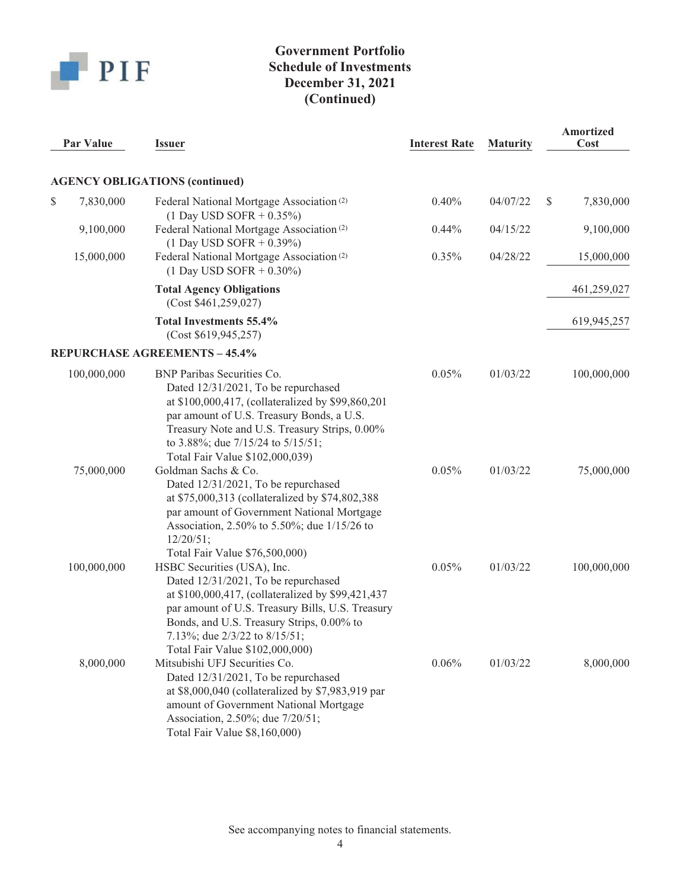# Government Portfolio
## Schedule of Investments
## December 31, 2021
## (Continued)

| Par Value | Issuer | Interest Rate | Maturity | Amortized Cost |
|---|---|---|---|---|
| **AGENCY OBLIGATIONS (continued)** | | | | |
| $ 7,830,000 | Federal National Mortgage Association (2) (1 Day USD SOFR + 0.35%) | 0.40% | 04/07/22 | $ 7,830,000 |
| 9,100,000 | Federal National Mortgage Association (2) (1 Day USD SOFR + 0.39%) | 0.44% | 04/15/22 | 9,100,000 |
| 15,000,000 | Federal National Mortgage Association (2) (1 Day USD SOFR + 0.30%) | 0.35% | 04/28/22 | 15,000,000 |
| | **Total Agency Obligations** (Cost $461,259,027) | | | 461,259,027 |
| | **Total Investments 55.4%** (Cost $619,945,257) | | | 619,945,257 |
| **REPURCHASE AGREEMENTS – 45.4%** | | | | |
| 100,000,000 | BNP Paribas Securities Co. Dated 12/31/2021, To be repurchased at $100,000,417, (collateralized by $99,860,201 par amount of U.S. Treasury Bonds, a U.S. Treasury Note and U.S. Treasury Strips, 0.00% to 3.88%; due 7/15/24 to 5/15/51; Total Fair Value $102,000,039) | 0.05% | 01/03/22 | 100,000,000 |
| 75,000,000 | Goldman Sachs & Co. Dated 12/31/2021, To be repurchased at $75,000,313 (collateralized by $74,802,388 par amount of Government National Mortgage Association, 2.50% to 5.50%; due 1/15/26 to 12/20/51; Total Fair Value $76,500,000) | 0.05% | 01/03/22 | 75,000,000 |
| 100,000,000 | HSBC Securities (USA), Inc. Dated 12/31/2021, To be repurchased at $100,000,417, (collateralized by $99,421,437 par amount of U.S. Treasury Bills, U.S. Treasury Bonds, and U.S. Treasury Strips, 0.00% to 7.13%; due 2/3/22 to 8/15/51; Total Fair Value $102,000,000) | 0.05% | 01/03/22 | 100,000,000 |
| 8,000,000 | Mitsubishi UFJ Securities Co. Dated 12/31/2021, To be repurchased at $8,000,040 (collateralized by $7,983,919 par amount of Government National Mortgage Association, 2.50%; due 7/20/51; Total Fair Value $8,160,000) | 0.06% | 01/03/22 | 8,000,000 |

See accompanying notes to financial statements.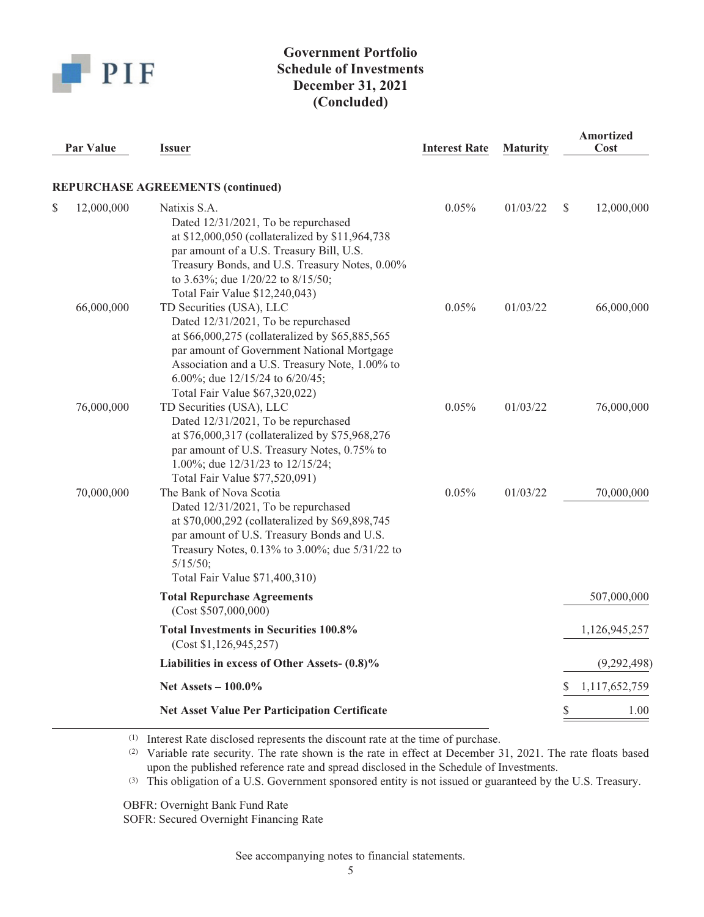# Government Portfolio
## Schedule of Investments
## December 31, 2021
## (Concluded)

| Par Value | Issuer | Interest Rate | Maturity | Amortized Cost |
|---|---|---|---|---|
| | **REPURCHASE AGREEMENTS (continued)** | | | |
| $ 12,000,000 | Natixis S.A. Dated 12/31/2021, To be repurchased at $12,000,050 (collateralized by $11,964,738 par amount of a U.S. Treasury Bill, U.S. Treasury Bonds, and U.S. Treasury Notes, 0.00% to 3.63%; due 1/20/22 to 8/15/50; Total Fair Value $12,240,043) | 0.05% | 01/03/22 | $ 12,000,000 |
| 66,000,000 | TD Securities (USA), LLC Dated 12/31/2021, To be repurchased at $66,000,275 (collateralized by $65,885,565 par amount of Government National Mortgage Association and a U.S. Treasury Note, 1.00% to 6.00%; due 12/15/24 to 6/20/45; Total Fair Value $67,320,022) | 0.05% | 01/03/22 | 66,000,000 |
| 76,000,000 | TD Securities (USA), LLC Dated 12/31/2021, To be repurchased at $76,000,317 (collateralized by $75,968,276 par amount of U.S. Treasury Notes, 0.75% to 1.00%; due 12/31/23 to 12/15/24; Total Fair Value $77,520,091) | 0.05% | 01/03/22 | 76,000,000 |
| 70,000,000 | The Bank of Nova Scotia Dated 12/31/2021, To be repurchased at $70,000,292 (collateralized by $69,898,745 par amount of U.S. Treasury Bonds and U.S. Treasury Notes, 0.13% to 3.00%; due 5/31/22 to 5/15/50; Total Fair Value $71,400,310) | 0.05% | 01/03/22 | 70,000,000 |
| | **Total Repurchase Agreements** (Cost $507,000,000) | | | 507,000,000 |
| | **Total Investments in Securities 100.8%** (Cost $1,126,945,257) | | | 1,126,945,257 |
| | **Liabilities in excess of Other Assets- (0.8)%** | | | (9,292,498) |
| | **Net Assets – 100.0%** | | | $ 1,117,652,759 |
| | **Net Asset Value Per Participation Certificate** | | | $ 1.00 |

(1) Interest Rate disclosed represents the discount rate at the time of purchase.

(2) Variable rate security. The rate shown is the rate in effect at December 31, 2021. The rate floats based upon the published reference rate and spread disclosed in the Schedule of Investments.

(3) This obligation of a U.S. Government sponsored entity is not issued or guaranteed by the U.S. Treasury.

OBFR: Overnight Bank Fund Rate
SOFR: Secured Overnight Financing Rate

See accompanying notes to financial statements.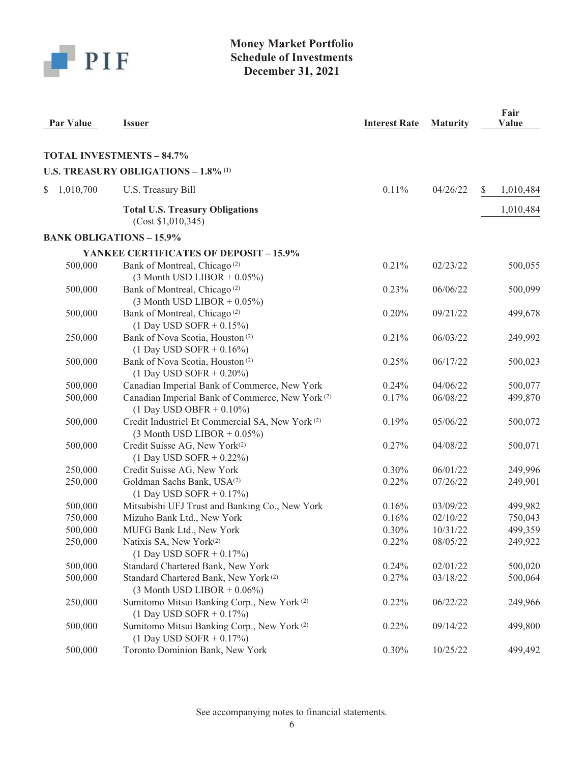# Money Market Portfolio
## Schedule of Investments
## December 31, 2021

| Par Value | Issuer | Interest Rate | Maturity | Fair Value |
|---|---|---|---|---|
| **TOTAL INVESTMENTS – 84.7%** | | | | |
| **U.S. TREASURY OBLIGATIONS – 1.8%** [1] | | | | |
| $ 1,010,700 | U.S. Treasury Bill | 0.11% | 04/26/22 | $ 1,010,484 |
| | **Total U.S. Treasury Obligations** (Cost $1,010,345) | | | 1,010,484 |
| **BANK OBLIGATIONS – 15.9%** | | | | |
| | **YANKEE CERTIFICATES OF DEPOSIT – 15.9%** | | | |
| 500,000 | Bank of Montreal, Chicago [2] (3 Month USD LIBOR + 0.05%) | 0.21% | 02/23/22 | 500,055 |
| 500,000 | Bank of Montreal, Chicago [2] (3 Month USD LIBOR + 0.05%) | 0.23% | 06/06/22 | 500,099 |
| 500,000 | Bank of Montreal, Chicago [2] (1 Day USD SOFR + 0.15%) | 0.20% | 09/21/22 | 499,678 |
| 250,000 | Bank of Nova Scotia, Houston [2] (1 Day USD SOFR + 0.16%) | 0.21% | 06/03/22 | 249,992 |
| 500,000 | Bank of Nova Scotia, Houston [2] (1 Day USD SOFR + 0.20%) | 0.25% | 06/17/22 | 500,023 |
| 500,000 | Canadian Imperial Bank of Commerce, New York | 0.24% | 04/06/22 | 500,077 |
| 500,000 | Canadian Imperial Bank of Commerce, New York [2] (1 Day USD OBFR + 0.10%) | 0.17% | 06/08/22 | 499,870 |
| 500,000 | Credit Industriel Et Commercial SA, New York [2] (3 Month USD LIBOR + 0.05%) | 0.19% | 05/06/22 | 500,072 |
| 500,000 | Credit Suisse AG, New York [2] (1 Day USD SOFR + 0.22%) | 0.27% | 04/08/22 | 500,071 |
| 250,000 | Credit Suisse AG, New York | 0.30% | 06/01/22 | 249,996 |
| 250,000 | Goldman Sachs Bank, USA [2] (1 Day USD SOFR + 0.17%) | 0.22% | 07/26/22 | 249,901 |
| 500,000 | Mitsubishi UFJ Trust and Banking Co., New York | 0.16% | 03/09/22 | 499,982 |
| 750,000 | Mizuho Bank Ltd., New York | 0.16% | 02/10/22 | 750,043 |
| 500,000 | MUFG Bank Ltd., New York | 0.30% | 10/31/22 | 499,359 |
| 250,000 | Natixis SA, New York [2] (1 Day USD SOFR + 0.17%) | 0.22% | 08/05/22 | 249,922 |
| 500,000 | Standard Chartered Bank, New York | 0.24% | 02/01/22 | 500,020 |
| 500,000 | Standard Chartered Bank, New York [2] (3 Month USD LIBOR + 0.06%) | 0.27% | 03/18/22 | 500,064 |
| 250,000 | Sumitomo Mitsui Banking Corp., New York [2] (1 Day USD SOFR + 0.17%) | 0.22% | 06/22/22 | 249,966 |
| 500,000 | Sumitomo Mitsui Banking Corp., New York [2] (1 Day USD SOFR + 0.17%) | 0.22% | 09/14/22 | 499,800 |
| 500,000 | Toronto Dominion Bank, New York | 0.30% | 10/25/22 | 499,492 |

See accompanying notes to financial statements.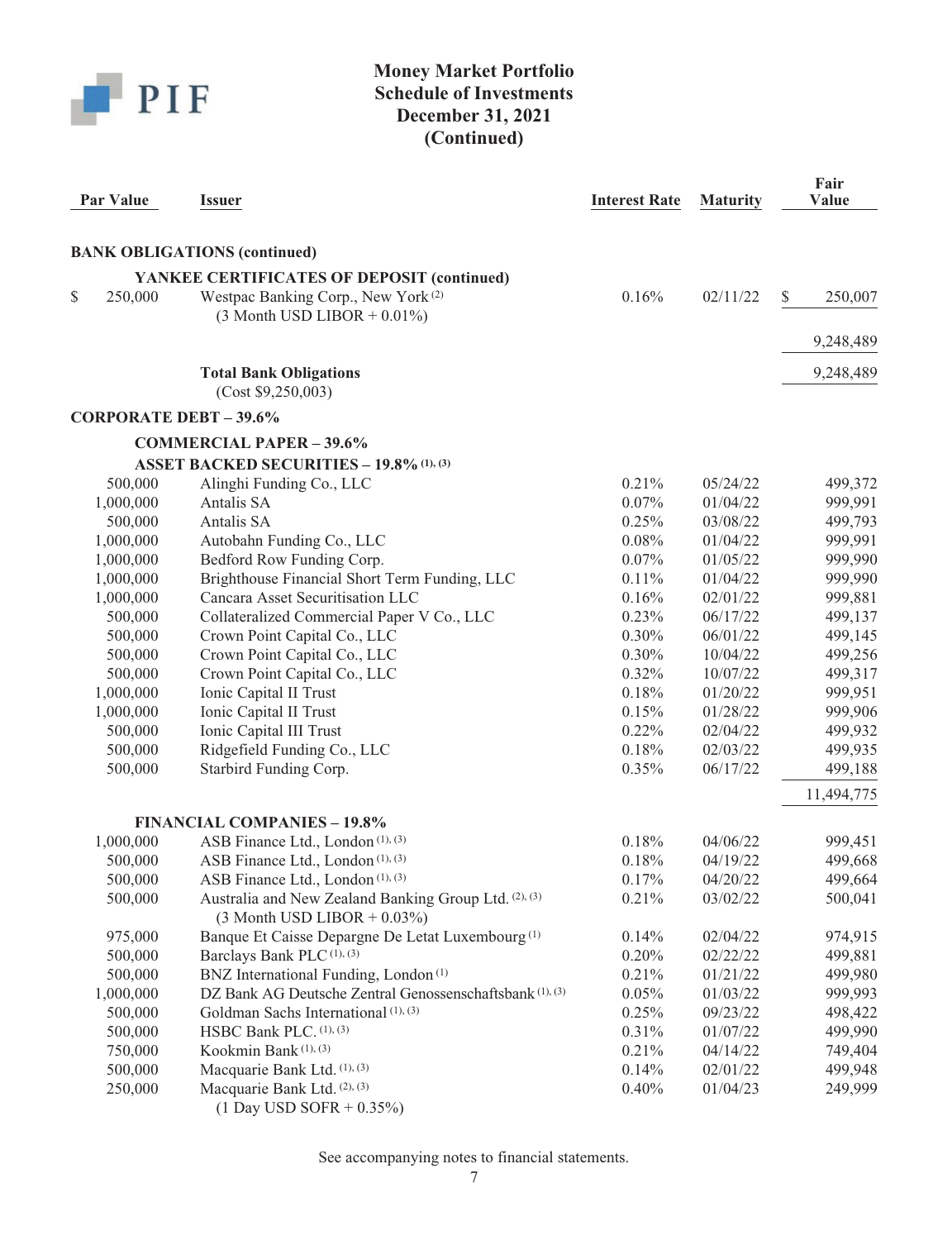# Money Market Portfolio
## Schedule of Investments
## December 31, 2021
## (Continued)

| Par Value | Issuer | Interest Rate | Maturity | Fair Value |
|---|---|---|---|---|
| **BANK OBLIGATIONS (continued)** | | | | |
| | **YANKEE CERTIFICATES OF DEPOSIT (continued)** | | | |
| $ 250,000 | Westpac Banking Corp., New York [2] (3 Month USD LIBOR + 0.01%) | 0.16% | 02/11/22 | $ 250,007 |
| | | | | 9,248,489 |
| | **Total Bank Obligations** (Cost $9,250,003) | | | 9,248,489 |
| **CORPORATE DEBT – 39.6%** | | | | |
| | **COMMERCIAL PAPER – 39.6%** | | | |
| | **ASSET BACKED SECURITIES – 19.8% [1], [3]** | | | |
| 500,000 | Alinghi Funding Co., LLC | 0.21% | 05/24/22 | 499,372 |
| 1,000,000 | Antalis SA | 0.07% | 01/04/22 | 999,991 |
| 500,000 | Antalis SA | 0.25% | 03/08/22 | 499,793 |
| 1,000,000 | Autobahn Funding Co., LLC | 0.08% | 01/04/22 | 999,991 |
| 1,000,000 | Bedford Row Funding Corp. | 0.07% | 01/05/22 | 999,990 |
| 1,000,000 | Brighthouse Financial Short Term Funding, LLC | 0.11% | 01/04/22 | 999,990 |
| 1,000,000 | Cancara Asset Securitisation LLC | 0.16% | 02/01/22 | 999,881 |
| 500,000 | Collateralized Commercial Paper V Co., LLC | 0.23% | 06/17/22 | 499,137 |
| 500,000 | Crown Point Capital Co., LLC | 0.30% | 06/01/22 | 499,145 |
| 500,000 | Crown Point Capital Co., LLC | 0.30% | 10/04/22 | 499,256 |
| 500,000 | Crown Point Capital Co., LLC | 0.32% | 10/07/22 | 499,317 |
| 1,000,000 | Ionic Capital II Trust | 0.18% | 01/20/22 | 999,951 |
| 1,000,000 | Ionic Capital II Trust | 0.15% | 01/28/22 | 999,906 |
| 500,000 | Ionic Capital III Trust | 0.22% | 02/04/22 | 499,932 |
| 500,000 | Ridgefield Funding Co., LLC | 0.18% | 02/03/22 | 499,935 |
| 500,000 | Starbird Funding Corp. | 0.35% | 06/17/22 | 499,188 |
| | | | | 11,494,775 |
| | **FINANCIAL COMPANIES – 19.8%** | | | |
| 1,000,000 | ASB Finance Ltd., London [1], [3] | 0.18% | 04/06/22 | 999,451 |
| 500,000 | ASB Finance Ltd., London [1], [3] | 0.18% | 04/19/22 | 499,668 |
| 500,000 | ASB Finance Ltd., London [1], [3] | 0.17% | 04/20/22 | 499,664 |
| 500,000 | Australia and New Zealand Banking Group Ltd. [2], [3] (3 Month USD LIBOR + 0.03%) | 0.21% | 03/02/22 | 500,041 |
| 975,000 | Banque Et Caisse Depargne De Letat Luxembourg [1] | 0.14% | 02/04/22 | 974,915 |
| 500,000 | Barclays Bank PLC [1], [3] | 0.20% | 02/22/22 | 499,881 |
| 500,000 | BNZ International Funding, London [1] | 0.21% | 01/21/22 | 499,980 |
| 1,000,000 | DZ Bank AG Deutsche Zentral Genossenschaftsbank [1], [3] | 0.05% | 01/03/22 | 999,993 |
| 500,000 | Goldman Sachs International [1], [3] | 0.25% | 09/23/22 | 498,422 |
| 500,000 | HSBC Bank PLC. [1], [3] | 0.31% | 01/07/22 | 499,990 |
| 750,000 | Kookmin Bank [1], [3] | 0.21% | 04/14/22 | 749,404 |
| 500,000 | Macquarie Bank Ltd. [1], [3] | 0.14% | 02/01/22 | 499,948 |
| 250,000 | Macquarie Bank Ltd. [2], [3] (1 Day USD SOFR + 0.35%) | 0.40% | 01/04/23 | 249,999 |

See accompanying notes to financial statements.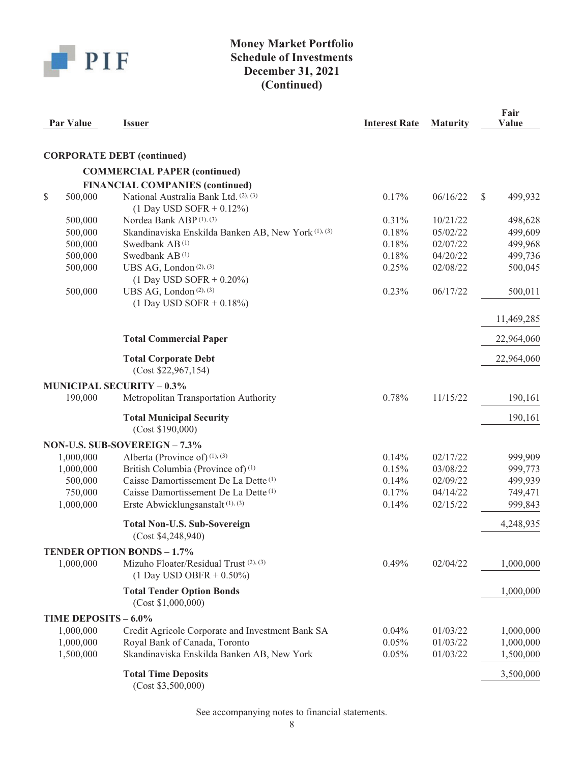# Money Market Portfolio
## Schedule of Investments
## December 31, 2021
## (Continued)

| Par Value | Issuer | Interest Rate | Maturity | Fair Value |
|---|---|---|---|---|
| **CORPORATE DEBT (continued)** | | | | |
| | **COMMERCIAL PAPER (continued)** | | | |
| | **FINANCIAL COMPANIES (continued)** | | | |
| $ 500,000 | National Australia Bank Ltd. [2], [3] (1 Day USD SOFR + 0.12%) | 0.17% | 06/16/22 | $ 499,932 |
| 500,000 | Nordea Bank ABP [1], [3] | 0.31% | 10/21/22 | 498,628 |
| 500,000 | Skandinaviska Enskilda Banken AB, New York [1], [3] | 0.18% | 05/02/22 | 499,609 |
| 500,000 | Swedbank AB [1] | 0.18% | 02/07/22 | 499,968 |
| 500,000 | Swedbank AB [1] | 0.18% | 04/20/22 | 499,736 |
| 500,000 | UBS AG, London [2], [3] (1 Day USD SOFR + 0.20%) | 0.25% | 02/08/22 | 500,045 |
| 500,000 | UBS AG, London [2], [3] (1 Day USD SOFR + 0.18%) | 0.23% | 06/17/22 | 500,011 |
| | | | | 11,469,285 |
| | **Total Commercial Paper** | | | 22,964,060 |
| | **Total Corporate Debt** (Cost $22,967,154) | | | 22,964,060 |
| **MUNICIPAL SECURITY – 0.3%** | | | | |
| 190,000 | Metropolitan Transportation Authority | 0.78% | 11/15/22 | 190,161 |
| | **Total Municipal Security** (Cost $190,000) | | | 190,161 |
| **NON-U.S. SUB-SOVEREIGN – 7.3%** | | | | |
| 1,000,000 | Alberta (Province of) [1], [3] | 0.14% | 02/17/22 | 999,909 |
| 1,000,000 | British Columbia (Province of) [1] | 0.15% | 03/08/22 | 999,773 |
| 500,000 | Caisse Damortissement De La Dette [1] | 0.14% | 02/09/22 | 499,939 |
| 750,000 | Caisse Damortissement De La Dette [1] | 0.17% | 04/14/22 | 749,471 |
| 1,000,000 | Erste Abwicklungsanstalt [1], [3] | 0.14% | 02/15/22 | 999,843 |
| | **Total Non-U.S. Sub-Sovereign** (Cost $4,248,940) | | | 4,248,935 |
| **TENDER OPTION BONDS – 1.7%** | | | | |
| 1,000,000 | Mizuho Floater/Residual Trust [2], [3] (1 Day USD OBFR + 0.50%) | 0.49% | 02/04/22 | 1,000,000 |
| | **Total Tender Option Bonds** (Cost $1,000,000) | | | 1,000,000 |
| **TIME DEPOSITS – 6.0%** | | | | |
| 1,000,000 | Credit Agricole Corporate and Investment Bank SA | 0.04% | 01/03/22 | 1,000,000 |
| 1,000,000 | Royal Bank of Canada, Toronto | 0.05% | 01/03/22 | 1,000,000 |
| 1,500,000 | Skandinaviska Enskilda Banken AB, New York | 0.05% | 01/03/22 | 1,500,000 |
| | **Total Time Deposits** (Cost $3,500,000) | | | 3,500,000 |

See accompanying notes to financial statements.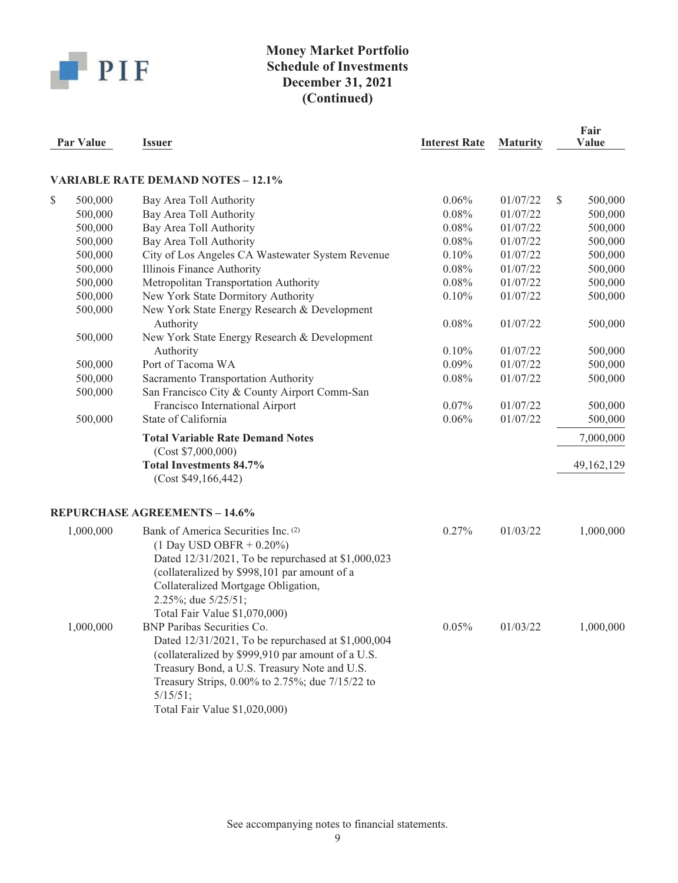# Money Market Portfolio
## Schedule of Investments
## December 31, 2021
## (Continued)

| Par Value | Issuer | Interest Rate | Maturity | Fair Value |
|---|---|---|---|---|
| **VARIABLE RATE DEMAND NOTES – 12.1%** | | | | |
| $ 500,000 | Bay Area Toll Authority | 0.06% | 01/07/22 | $ 500,000 |
| 500,000 | Bay Area Toll Authority | 0.08% | 01/07/22 | 500,000 |
| 500,000 | Bay Area Toll Authority | 0.08% | 01/07/22 | 500,000 |
| 500,000 | Bay Area Toll Authority | 0.08% | 01/07/22 | 500,000 |
| 500,000 | City of Los Angeles CA Wastewater System Revenue | 0.10% | 01/07/22 | 500,000 |
| 500,000 | Illinois Finance Authority | 0.08% | 01/07/22 | 500,000 |
| 500,000 | Metropolitan Transportation Authority | 0.08% | 01/07/22 | 500,000 |
| 500,000 | New York State Dormitory Authority | 0.10% | 01/07/22 | 500,000 |
| 500,000 | New York State Energy Research & Development Authority | 0.08% | 01/07/22 | 500,000 |
| 500,000 | New York State Energy Research & Development Authority | 0.10% | 01/07/22 | 500,000 |
| 500,000 | Port of Tacoma WA | 0.09% | 01/07/22 | 500,000 |
| 500,000 | Sacramento Transportation Authority | 0.08% | 01/07/22 | 500,000 |
| 500,000 | San Francisco City & County Airport Comm-San Francisco International Airport | 0.07% | 01/07/22 | 500,000 |
| 500,000 | State of California | 0.06% | 01/07/22 | 500,000 |
| | **Total Variable Rate Demand Notes** (Cost $7,000,000) | | | 7,000,000 |
| | **Total Investments 84.7%** (Cost $49,166,442) | | | 49,162,129 |
| **REPURCHASE AGREEMENTS – 14.6%** | | | | |
| 1,000,000 | Bank of America Securities Inc. (2) (1 Day USD OBFR + 0.20%) Dated 12/31/2021, To be repurchased at $1,000,023 (collateralized by $998,101 par amount of a Collateralized Mortgage Obligation, 2.25%; due 5/25/51; Total Fair Value $1,070,000) | 0.27% | 01/03/22 | 1,000,000 |
| 1,000,000 | BNP Paribas Securities Co. Dated 12/31/2021, To be repurchased at $1,000,004 (collateralized by $999,910 par amount of a U.S. Treasury Bond, a U.S. Treasury Note and U.S. Treasury Strips, 0.00% to 2.75%; due 7/15/22 to 5/15/51; Total Fair Value $1,020,000) | 0.05% | 01/03/22 | 1,000,000 |

See accompanying notes to financial statements.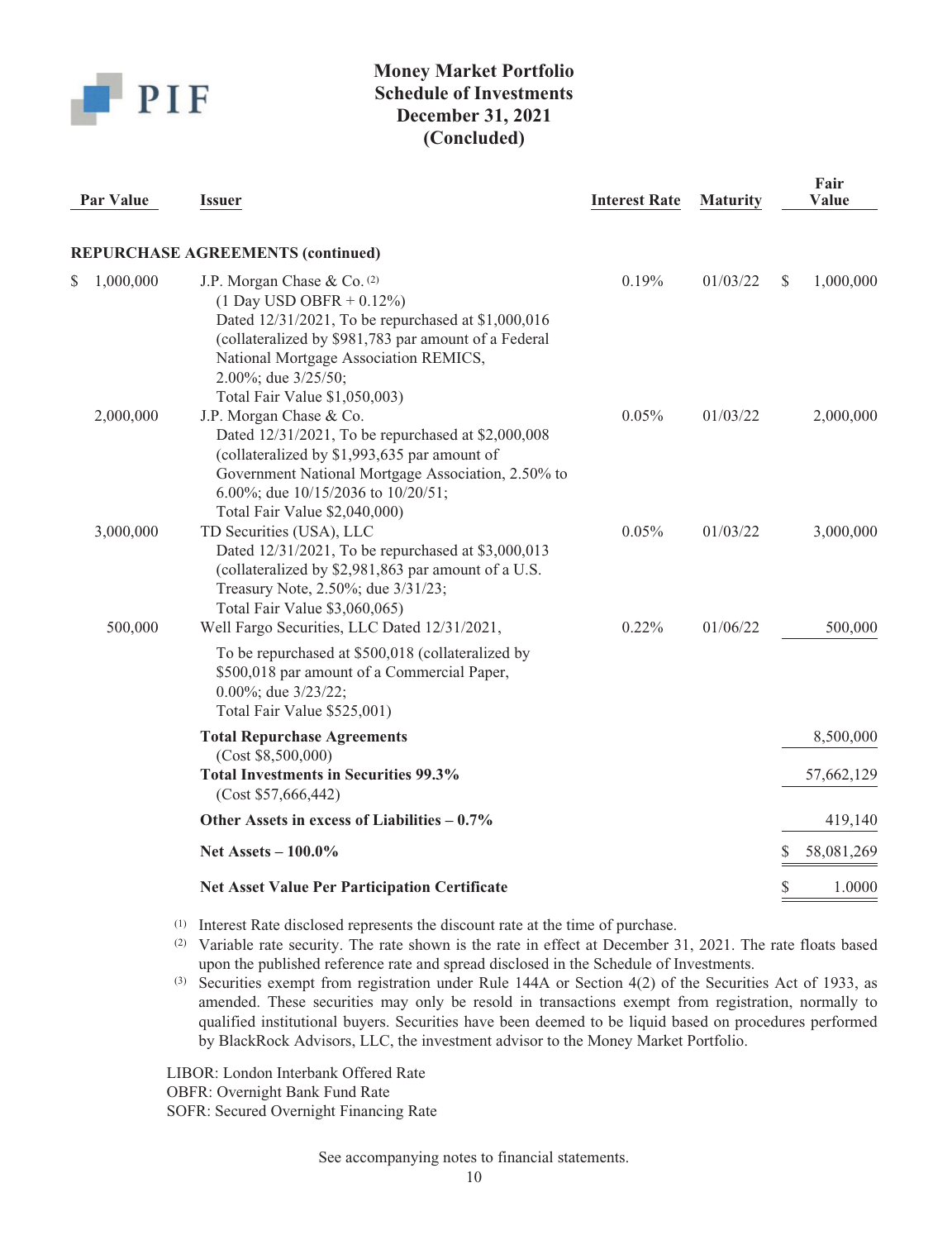# Money Market Portfolio
## Schedule of Investments
## December 31, 2021
## (Concluded)

| Par Value | Issuer | Interest Rate | Maturity | Fair Value |
|---|---|---|---|---|
| | **REPURCHASE AGREEMENTS (continued)** | | | |
| $ 1,000,000 | J.P. Morgan Chase & Co. (2)<br>(1 Day USD OBFR + 0.12%)<br>Dated 12/31/2021, To be repurchased at $1,000,016 (collateralized by $981,783 par amount of a Federal National Mortgage Association REMICS, 2.00%; due 3/25/50; Total Fair Value $1,050,003) | 0.19% | 01/03/22 | $ 1,000,000 |
| 2,000,000 | J.P. Morgan Chase & Co.<br>Dated 12/31/2021, To be repurchased at $2,000,008 (collateralized by $1,993,635 par amount of Government National Mortgage Association, 2.50% to 6.00%; due 10/15/2036 to 10/20/51; Total Fair Value $2,040,000) | 0.05% | 01/03/22 | 2,000,000 |
| 3,000,000 | TD Securities (USA), LLC<br>Dated 12/31/2021, To be repurchased at $3,000,013 (collateralized by $2,981,863 par amount of a U.S. Treasury Note, 2.50%; due 3/31/23; Total Fair Value $3,060,065) | 0.05% | 01/03/22 | 3,000,000 |
| 500,000 | Well Fargo Securities, LLC Dated 12/31/2021,<br>To be repurchased at $500,018 (collateralized by $500,018 par amount of a Commercial Paper, 0.00%; due 3/23/22; Total Fair Value $525,001) | 0.22% | 01/06/22 | 500,000 |
| | **Total Repurchase Agreements**<br>(Cost $8,500,000) | | | 8,500,000 |
| | **Total Investments in Securities 99.3%**<br>(Cost $57,666,442) | | | 57,662,129 |
| | **Other Assets in excess of Liabilities – 0.7%** | | | 419,140 |
| | **Net Assets – 100.0%** | | | $ 58,081,269 |
| | **Net Asset Value Per Participation Certificate** | | | $ 1.0000 |

(1) Interest Rate disclosed represents the discount rate at the time of purchase.

(2) Variable rate security. The rate shown is the rate in effect at December 31, 2021. The rate floats based upon the published reference rate and spread disclosed in the Schedule of Investments.

(3) Securities exempt from registration under Rule 144A or Section 4(2) of the Securities Act of 1933, as amended. These securities may only be resold in transactions exempt from registration, normally to qualified institutional buyers. Securities have been deemed to be liquid based on procedures performed by BlackRock Advisors, LLC, the investment advisor to the Money Market Portfolio.

LIBOR: London Interbank Offered Rate
OBFR: Overnight Bank Fund Rate
SOFR: Secured Overnight Financing Rate

See accompanying notes to financial statements.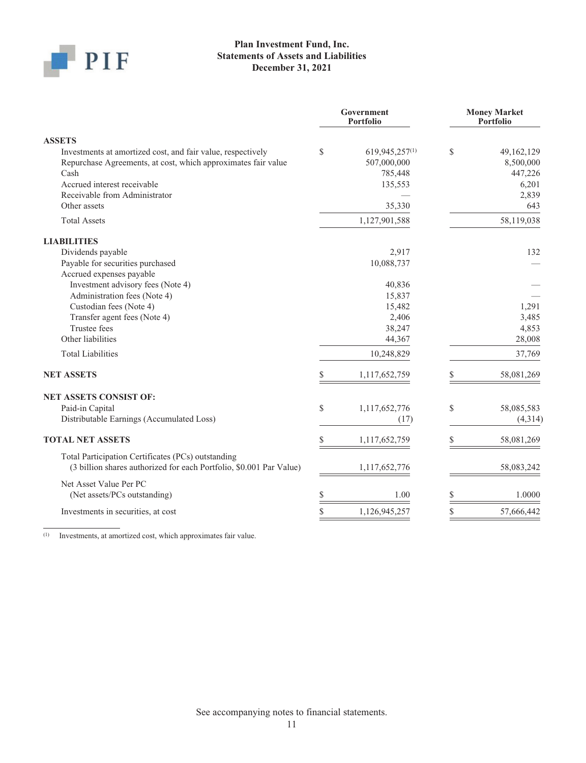# Plan Investment Fund, Inc.
## Statements of Assets and Liabilities
## December 31, 2021

| | Government Portfolio | Money Market Portfolio |
|---|---|---|
| **ASSETS** | | |
| Investments at amortized cost, and fair value, respectively | $ 619,945,257[1] | $ 49,162,129 |
| Repurchase Agreements, at cost, which approximates fair value | 507,000,000 | 8,500,000 |
| Cash | 785,448 | 447,226 |
| Accrued interest receivable | 135,553 | 6,201 |
| Receivable from Administrator | — | 2,839 |
| Other assets | 35,330 | 643 |
| Total Assets | 1,127,901,588 | 58,119,038 |
| **LIABILITIES** | | |
| Dividends payable | 2,917 | 132 |
| Payable for securities purchased | 10,088,737 | — |
| Accrued expenses payable | | |
| Investment advisory fees (Note 4) | 40,836 | — |
| Administration fees (Note 4) | 15,837 | — |
| Custodian fees (Note 4) | 15,482 | 1,291 |
| Transfer agent fees (Note 4) | 2,406 | 3,485 |
| Trustee fees | 38,247 | 4,853 |
| Other liabilities | 44,367 | 28,008 |
| Total Liabilities | 10,248,829 | 37,769 |
| **NET ASSETS** | $ 1,117,652,759 | $ 58,081,269 |
| **NET ASSETS CONSIST OF:** | | |
| Paid-in Capital | $ 1,117,652,776 | $ 58,085,583 |
| Distributable Earnings (Accumulated Loss) | (17) | (4,314) |
| **TOTAL NET ASSETS** | $ 1,117,652,759 | $ 58,081,269 |
| Total Participation Certificates (PCs) outstanding (3 billion shares authorized for each Portfolio, $0.001 Par Value) | 1,117,652,776 | 58,083,242 |
| Net Asset Value Per PC (Net assets/PCs outstanding) | $ 1.00 | $ 1.0000 |
| Investments in securities, at cost | $ 1,126,945,257 | $ 57,666,442 |

[1] Investments, at amortized cost, which approximates fair value.

See accompanying notes to financial statements.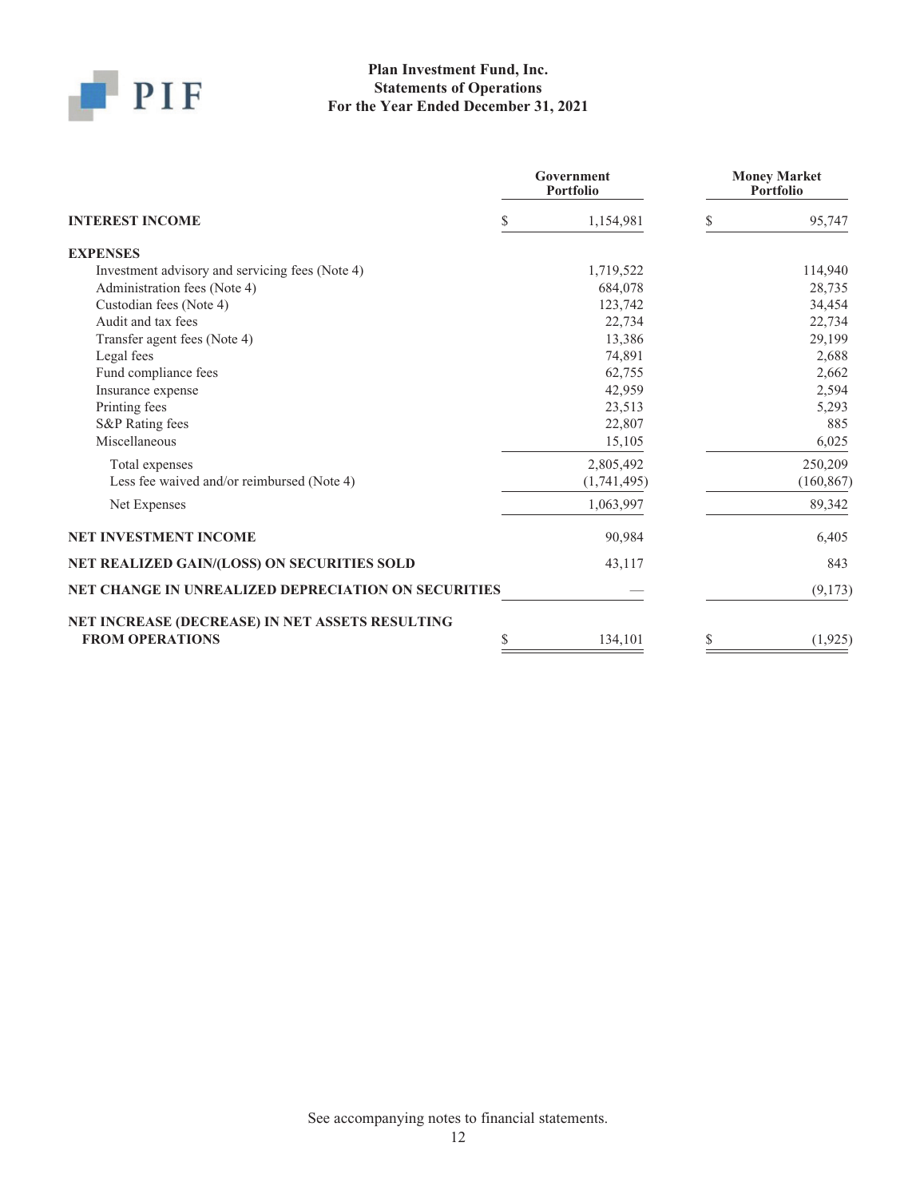# Plan Investment Fund, Inc.
## Statements of Operations
### For the Year Ended December 31, 2021

| | Government Portfolio | Money Market Portfolio |
|---|---|---|
| **INTEREST INCOME** | $ 1,154,981 | $ 95,747 |
| **EXPENSES** | | |
| Investment advisory and servicing fees (Note 4) | 1,719,522 | 114,940 |
| Administration fees (Note 4) | 684,078 | 28,735 |
| Custodian fees (Note 4) | 123,742 | 34,454 |
| Audit and tax fees | 22,734 | 22,734 |
| Transfer agent fees (Note 4) | 13,386 | 29,199 |
| Legal fees | 74,891 | 2,688 |
| Fund compliance fees | 62,755 | 2,662 |
| Insurance expense | 42,959 | 2,594 |
| Printing fees | 23,513 | 5,293 |
| S&P Rating fees | 22,807 | 885 |
| Miscellaneous | 15,105 | 6,025 |
| Total expenses | 2,805,492 | 250,209 |
| Less fee waived and/or reimbursed (Note 4) | (1,741,495) | (160,867) |
| Net Expenses | 1,063,997 | 89,342 |
| **NET INVESTMENT INCOME** | 90,984 | 6,405 |
| **NET REALIZED GAIN/(LOSS) ON SECURITIES SOLD** | 43,117 | 843 |
| **NET CHANGE IN UNREALIZED DEPRECIATION ON SECURITIES** | — | (9,173) |
| **NET INCREASE (DECREASE) IN NET ASSETS RESULTING FROM OPERATIONS** | $ 134,101 | $ (1,925) |

See accompanying notes to financial statements.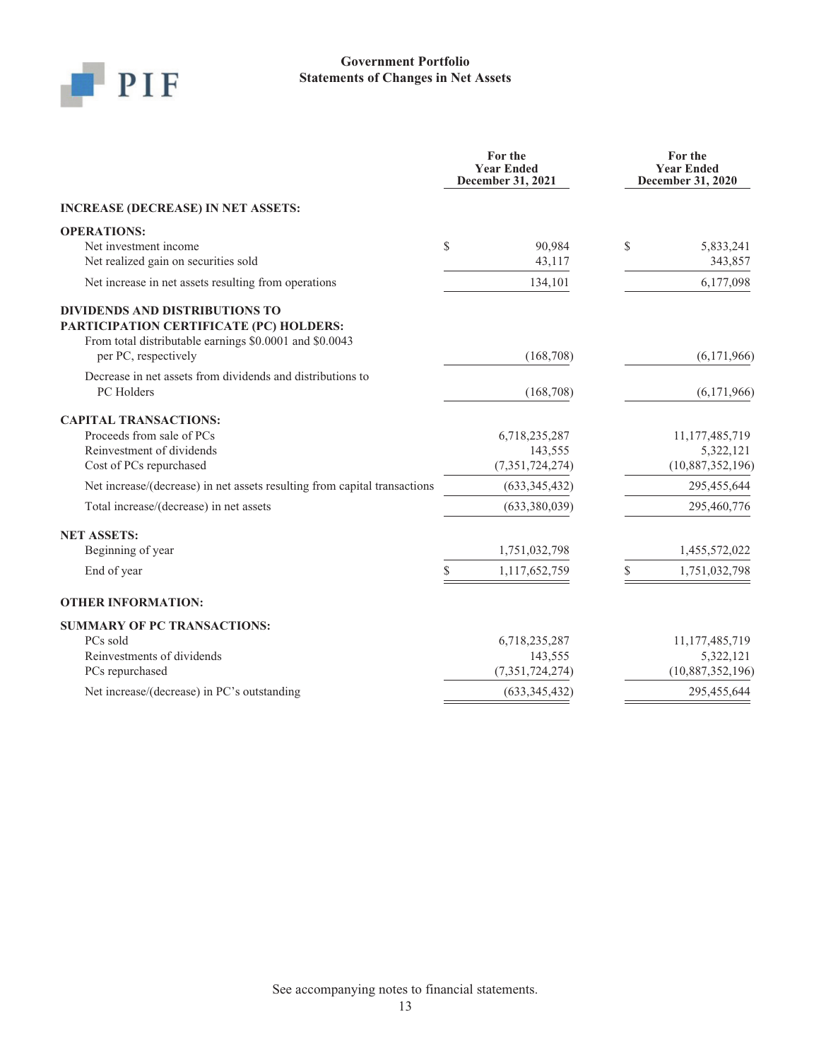PIF

# Government Portfolio
## Statements of Changes in Net Assets

| | For the Year Ended December 31, 2021 | For the Year Ended December 31, 2020 |
|---|---|---|
| **INCREASE (DECREASE) IN NET ASSETS:** | | |
| **OPERATIONS:** | | |
| Net investment income | $ 90,984 | $ 5,833,241 |
| Net realized gain on securities sold | 43,117 | 343,857 |
| Net increase in net assets resulting from operations | 134,101 | 6,177,098 |
| **DIVIDENDS AND DISTRIBUTIONS TO PARTICIPATION CERTIFICATE (PC) HOLDERS:** | | |
| From total distributable earnings $0.0001 and $0.0043 per PC, respectively | (168,708) | (6,171,966) |
| Decrease in net assets from dividends and distributions to PC Holders | (168,708) | (6,171,966) |
| **CAPITAL TRANSACTIONS:** | | |
| Proceeds from sale of PCs | 6,718,235,287 | 11,177,485,719 |
| Reinvestment of dividends | 143,555 | 5,322,121 |
| Cost of PCs repurchased | (7,351,724,274) | (10,887,352,196) |
| Net increase/(decrease) in net assets resulting from capital transactions | (633,345,432) | 295,455,644 |
| Total increase/(decrease) in net assets | (633,380,039) | 295,460,776 |
| **NET ASSETS:** | | |
| Beginning of year | 1,751,032,798 | 1,455,572,022 |
| End of year | $ 1,117,652,759 | $ 1,751,032,798 |
| **OTHER INFORMATION:** | | |
| **SUMMARY OF PC TRANSACTIONS:** | | |
| PCs sold | 6,718,235,287 | 11,177,485,719 |
| Reinvestments of dividends | 143,555 | 5,322,121 |
| PCs repurchased | (7,351,724,274) | (10,887,352,196) |
| Net increase/(decrease) in PC's outstanding | (633,345,432) | 295,455,644 |

See accompanying notes to financial statements.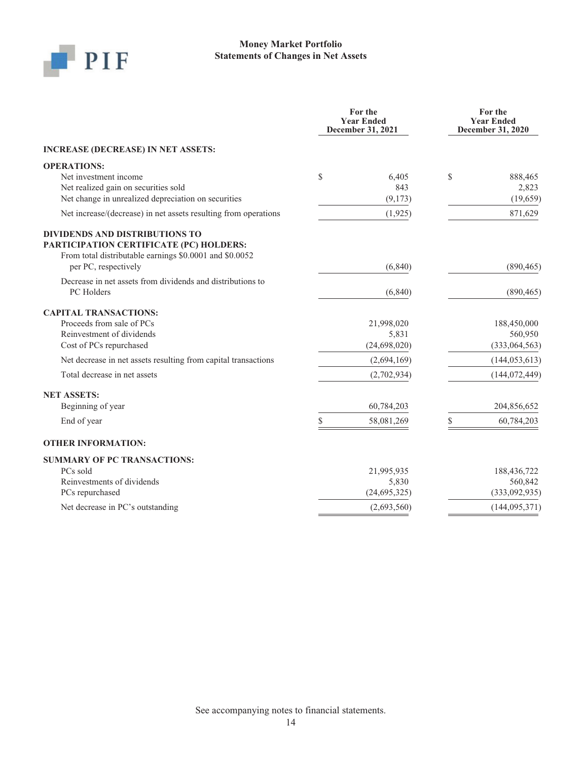# Money Market Portfolio
## Statements of Changes in Net Assets

| | For the Year Ended December 31, 2021 | For the Year Ended December 31, 2020 |
|---|---|---|
| **INCREASE (DECREASE) IN NET ASSETS:** | | |
| **OPERATIONS:** | | |
| Net investment income | $ 6,405 | $ 888,465 |
| Net realized gain on securities sold | 843 | 2,823 |
| Net change in unrealized depreciation on securities | (9,173) | (19,659) |
| Net increase/(decrease) in net assets resulting from operations | (1,925) | 871,629 |
| **DIVIDENDS AND DISTRIBUTIONS TO PARTICIPATION CERTIFICATE (PC) HOLDERS:** | | |
| From total distributable earnings $0.0001 and $0.0052 per PC, respectively | (6,840) | (890,465) |
| Decrease in net assets from dividends and distributions to PC Holders | (6,840) | (890,465) |
| **CAPITAL TRANSACTIONS:** | | |
| Proceeds from sale of PCs | 21,998,020 | 188,450,000 |
| Reinvestment of dividends | 5,831 | 560,950 |
| Cost of PCs repurchased | (24,698,020) | (333,064,563) |
| Net decrease in net assets resulting from capital transactions | (2,694,169) | (144,053,613) |
| Total decrease in net assets | (2,702,934) | (144,072,449) |
| **NET ASSETS:** | | |
| Beginning of year | 60,784,203 | 204,856,652 |
| End of year | $ 58,081,269 | $ 60,784,203 |
| **OTHER INFORMATION:** | | |
| **SUMMARY OF PC TRANSACTIONS:** | | |
| PCs sold | 21,995,935 | 188,436,722 |
| Reinvestments of dividends | 5,830 | 560,842 |
| PCs repurchased | (24,695,325) | (333,092,935) |
| Net decrease in PC's outstanding | (2,693,560) | (144,095,371) |

See accompanying notes to financial statements.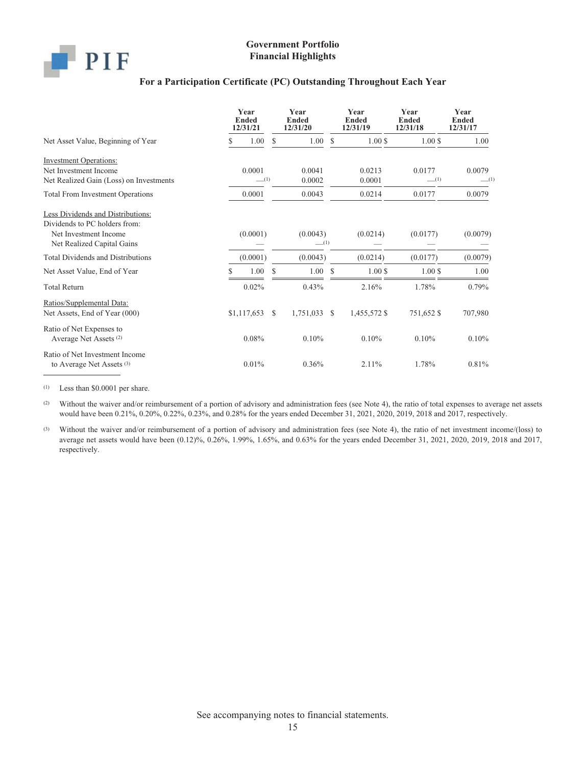# Government Portfolio
## Financial Highlights

### For a Participation Certificate (PC) Outstanding Throughout Each Year

| | Year Ended 12/31/21 | Year Ended 12/31/20 | Year Ended 12/31/19 | Year Ended 12/31/18 | Year Ended 12/31/17 |
|---|---|---|---|---|---|
| Net Asset Value, Beginning of Year | $ 1.00 | $ 1.00 | $ 1.00 | $ 1.00 | $ 1.00 |
| Investment Operations: | | | | | |
| Net Investment Income | 0.0001 | 0.0041 | 0.0213 | 0.0177 | 0.0079 |
| Net Realized Gain (Loss) on Investments | —(1) | 0.0002 | 0.0001 | —(1) | —(1) |
| Total From Investment Operations | 0.0001 | 0.0043 | 0.0214 | 0.0177 | 0.0079 |
| Less Dividends and Distributions: | | | | | |
| Dividends to PC holders from: | | | | | |
| Net Investment Income | (0.0001) | (0.0043) | (0.0214) | (0.0177) | (0.0079) |
| Net Realized Capital Gains | — | —(1) | — | — | — |
| Total Dividends and Distributions | (0.0001) | (0.0043) | (0.0214) | (0.0177) | (0.0079) |
| Net Asset Value, End of Year | $ 1.00 | $ 1.00 | $ 1.00 | $ 1.00 | $ 1.00 |
| Total Return | 0.02% | 0.43% | 2.16% | 1.78% | 0.79% |
| Ratios/Supplemental Data: | | | | | |
| Net Assets, End of Year (000) | $1,117,653 | $ 1,751,033 | $ 1,455,572 | $ 751,652 | $ 707,980 |
| Ratio of Net Expenses to Average Net Assets (2) | 0.08% | 0.10% | 0.10% | 0.10% | 0.10% |
| Ratio of Net Investment Income to Average Net Assets (3) | 0.01% | 0.36% | 2.11% | 1.78% | 0.81% |

(1) Less than $0.0001 per share.

(2) Without the waiver and/or reimbursement of a portion of advisory and administration fees (see Note 4), the ratio of total expenses to average net assets would have been 0.21%, 0.20%, 0.22%, 0.23%, and 0.28% for the years ended December 31, 2021, 2020, 2019, 2018 and 2017, respectively.

(3) Without the waiver and/or reimbursement of a portion of advisory and administration fees (see Note 4), the ratio of net investment income/(loss) to average net assets would have been (0.12)%, 0.26%, 1.99%, 1.65%, and 0.63% for the years ended December 31, 2021, 2020, 2019, 2018 and 2017, respectively.

See accompanying notes to financial statements.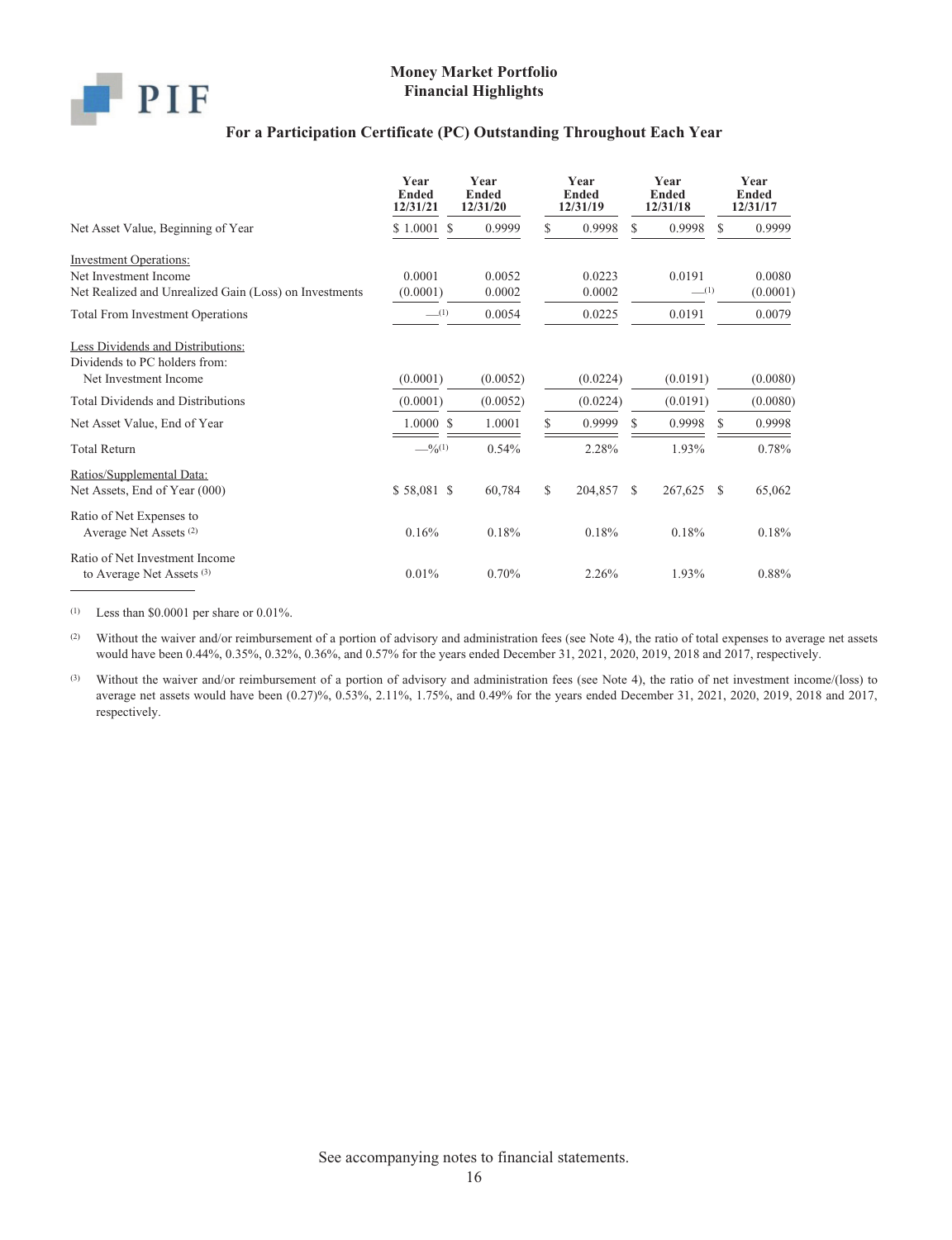# Money Market Portfolio
## Financial Highlights

### For a Participation Certificate (PC) Outstanding Throughout Each Year

| | Year Ended 12/31/21 | Year Ended 12/31/20 | Year Ended 12/31/19 | Year Ended 12/31/18 | Year Ended 12/31/17 |
|---|---|---|---|---|---|
| Net Asset Value, Beginning of Year | $ 1.0001 | $ 0.9999 | $ 0.9998 | $ 0.9998 | $ 0.9999 |
| Investment Operations: | | | | | |
| Net Investment Income | 0.0001 | 0.0052 | 0.0223 | 0.0191 | 0.0080 |
| Net Realized and Unrealized Gain (Loss) on Investments | (0.0001) | 0.0002 | 0.0002 | —[1] | (0.0001) |
| Total From Investment Operations | —[1] | 0.0054 | 0.0225 | 0.0191 | 0.0079 |
| Less Dividends and Distributions: | | | | | |
| Dividends to PC holders from: | | | | | |
| Net Investment Income | (0.0001) | (0.0052) | (0.0224) | (0.0191) | (0.0080) |
| Total Dividends and Distributions | (0.0001) | (0.0052) | (0.0224) | (0.0191) | (0.0080) |
| Net Asset Value, End of Year | 1.0000 | $ 1.0001 | $ 0.9999 | $ 0.9998 | $ 0.9998 |
| Total Return | —%[1] | 0.54% | 2.28% | 1.93% | 0.78% |
| Ratios/Supplemental Data: | | | | | |
| Net Assets, End of Year (000) | $ 58,081 | $ 60,784 | $ 204,857 | $ 267,625 | $ 65,062 |
| Ratio of Net Expenses to Average Net Assets [2] | 0.16% | 0.18% | 0.18% | 0.18% | 0.18% |
| Ratio of Net Investment Income to Average Net Assets [3] | 0.01% | 0.70% | 2.26% | 1.93% | 0.88% |

(1) Less than $0.0001 per share or 0.01%.

(2) Without the waiver and/or reimbursement of a portion of advisory and administration fees (see Note 4), the ratio of total expenses to average net assets would have been 0.44%, 0.35%, 0.32%, 0.36%, and 0.57% for the years ended December 31, 2021, 2020, 2019, 2018 and 2017, respectively.

(3) Without the waiver and/or reimbursement of a portion of advisory and administration fees (see Note 4), the ratio of net investment income/(loss) to average net assets would have been (0.27)%, 0.53%, 2.11%, 1.75%, and 0.49% for the years ended December 31, 2021, 2020, 2019, 2018 and 2017, respectively.

See accompanying notes to financial statements.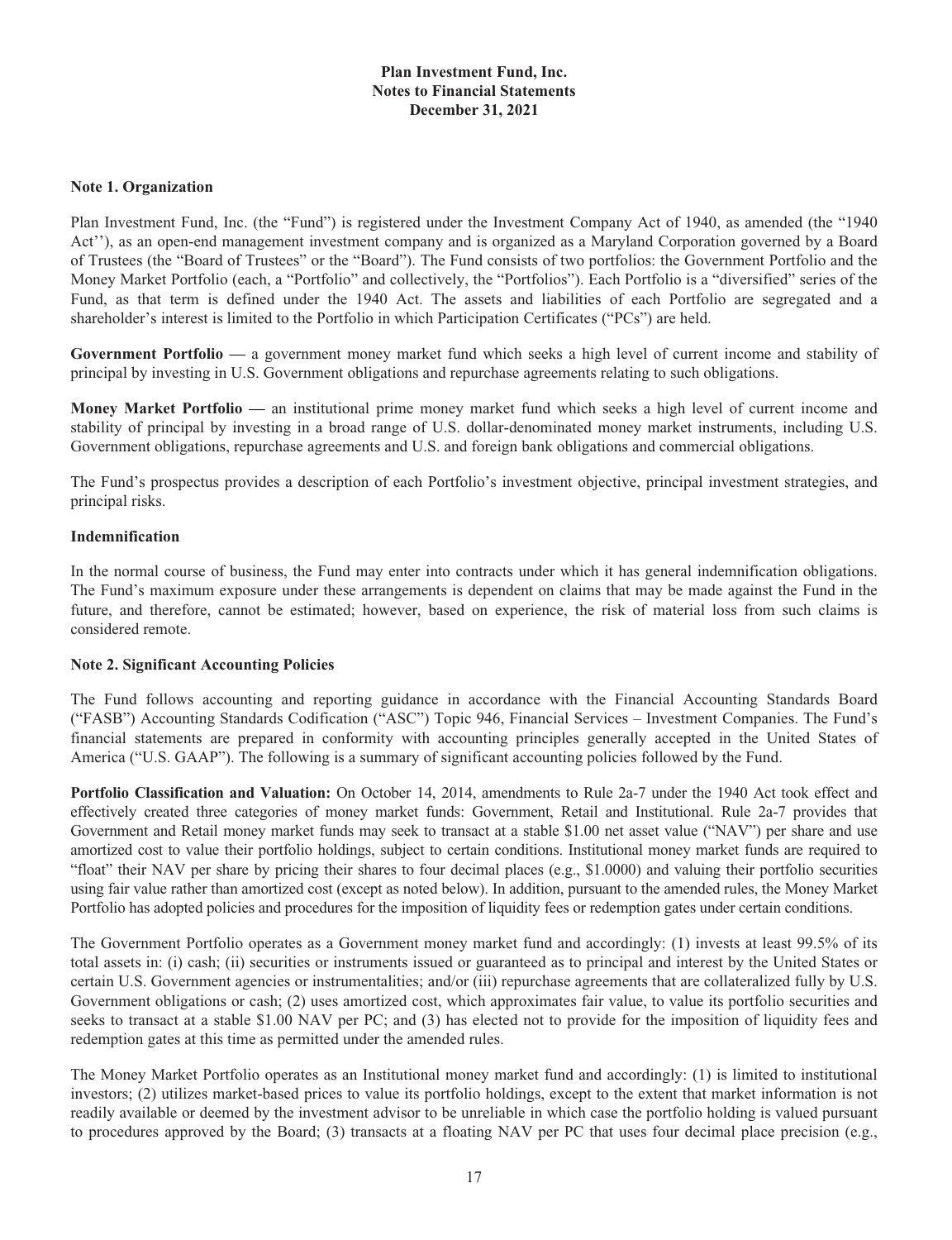**Plan Investment Fund, Inc.**
**Notes to Financial Statements**
**December 31, 2021**

### Note 1. Organization

Plan Investment Fund, Inc. (the "Fund") is registered under the Investment Company Act of 1940, as amended (the "1940 Act''), as an open-end management investment company and is organized as a Maryland Corporation governed by a Board of Trustees (the "Board of Trustees" or the "Board"). The Fund consists of two portfolios: the Government Portfolio and the Money Market Portfolio (each, a "Portfolio" and collectively, the "Portfolios"). Each Portfolio is a "diversified" series of the Fund, as that term is defined under the 1940 Act. The assets and liabilities of each Portfolio are segregated and a shareholder's interest is limited to the Portfolio in which Participation Certificates ("PCs") are held.

**Government Portfolio —** a government money market fund which seeks a high level of current income and stability of principal by investing in U.S. Government obligations and repurchase agreements relating to such obligations.

**Money Market Portfolio —** an institutional prime money market fund which seeks a high level of current income and stability of principal by investing in a broad range of U.S. dollar-denominated money market instruments, including U.S. Government obligations, repurchase agreements and U.S. and foreign bank obligations and commercial obligations.

The Fund's prospectus provides a description of each Portfolio's investment objective, principal investment strategies, and principal risks.

#### Indemnification

In the normal course of business, the Fund may enter into contracts under which it has general indemnification obligations. The Fund's maximum exposure under these arrangements is dependent on claims that may be made against the Fund in the future, and therefore, cannot be estimated; however, based on experience, the risk of material loss from such claims is considered remote.

### Note 2. Significant Accounting Policies

The Fund follows accounting and reporting guidance in accordance with the Financial Accounting Standards Board ("FASB") Accounting Standards Codification ("ASC") Topic 946, Financial Services – Investment Companies. The Fund's financial statements are prepared in conformity with accounting principles generally accepted in the United States of America ("U.S. GAAP"). The following is a summary of significant accounting policies followed by the Fund.

**Portfolio Classification and Valuation:** On October 14, 2014, amendments to Rule 2a-7 under the 1940 Act took effect and effectively created three categories of money market funds: Government, Retail and Institutional. Rule 2a-7 provides that Government and Retail money market funds may seek to transact at a stable $1.00 net asset value ("NAV") per share and use amortized cost to value their portfolio holdings, subject to certain conditions. Institutional money market funds are required to "float" their NAV per share by pricing their shares to four decimal places (e.g., $1.0000) and valuing their portfolio securities using fair value rather than amortized cost (except as noted below). In addition, pursuant to the amended rules, the Money Market Portfolio has adopted policies and procedures for the imposition of liquidity fees or redemption gates under certain conditions.

The Government Portfolio operates as a Government money market fund and accordingly: (1) invests at least 99.5% of its total assets in: (i) cash; (ii) securities or instruments issued or guaranteed as to principal and interest by the United States or certain U.S. Government agencies or instrumentalities; and/or (iii) repurchase agreements that are collateralized fully by U.S. Government obligations or cash; (2) uses amortized cost, which approximates fair value, to value its portfolio securities and seeks to transact at a stable $1.00 NAV per PC; and (3) has elected not to provide for the imposition of liquidity fees and redemption gates at this time as permitted under the amended rules.

The Money Market Portfolio operates as an Institutional money market fund and accordingly: (1) is limited to institutional investors; (2) utilizes market-based prices to value its portfolio holdings, except to the extent that market information is not readily available or deemed by the investment advisor to be unreliable in which case the portfolio holding is valued pursuant to procedures approved by the Board; (3) transacts at a floating NAV per PC that uses four decimal place precision (e.g.,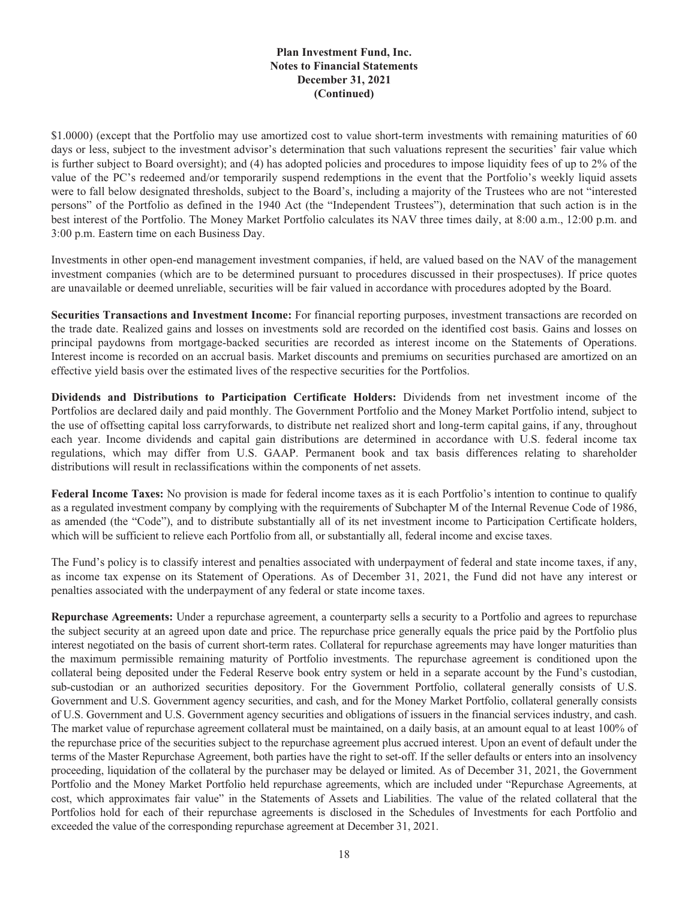$1.0000) (except that the Portfolio may use amortized cost to value short-term investments with remaining maturities of 60 days or less, subject to the investment advisor's determination that such valuations represent the securities' fair value which is further subject to Board oversight); and (4) has adopted policies and procedures to impose liquidity fees of up to 2% of the value of the PC's redeemed and/or temporarily suspend redemptions in the event that the Portfolio's weekly liquid assets were to fall below designated thresholds, subject to the Board's, including a majority of the Trustees who are not "interested persons" of the Portfolio as defined in the 1940 Act (the "Independent Trustees"), determination that such action is in the best interest of the Portfolio. The Money Market Portfolio calculates its NAV three times daily, at 8:00 a.m., 12:00 p.m. and 3:00 p.m. Eastern time on each Business Day.

Investments in other open-end management investment companies, if held, are valued based on the NAV of the management investment companies (which are to be determined pursuant to procedures discussed in their prospectuses). If price quotes are unavailable or deemed unreliable, securities will be fair valued in accordance with procedures adopted by the Board.

**Securities Transactions and Investment Income:** For financial reporting purposes, investment transactions are recorded on the trade date. Realized gains and losses on investments sold are recorded on the identified cost basis. Gains and losses on principal paydowns from mortgage-backed securities are recorded as interest income on the Statements of Operations. Interest income is recorded on an accrual basis. Market discounts and premiums on securities purchased are amortized on an effective yield basis over the estimated lives of the respective securities for the Portfolios.

**Dividends and Distributions to Participation Certificate Holders:** Dividends from net investment income of the Portfolios are declared daily and paid monthly. The Government Portfolio and the Money Market Portfolio intend, subject to the use of offsetting capital loss carryforwards, to distribute net realized short and long-term capital gains, if any, throughout each year. Income dividends and capital gain distributions are determined in accordance with U.S. federal income tax regulations, which may differ from U.S. GAAP. Permanent book and tax basis differences relating to shareholder distributions will result in reclassifications within the components of net assets.

**Federal Income Taxes:** No provision is made for federal income taxes as it is each Portfolio's intention to continue to qualify as a regulated investment company by complying with the requirements of Subchapter M of the Internal Revenue Code of 1986, as amended (the "Code"), and to distribute substantially all of its net investment income to Participation Certificate holders, which will be sufficient to relieve each Portfolio from all, or substantially all, federal income and excise taxes.

The Fund's policy is to classify interest and penalties associated with underpayment of federal and state income taxes, if any, as income tax expense on its Statement of Operations. As of December 31, 2021, the Fund did not have any interest or penalties associated with the underpayment of any federal or state income taxes.

**Repurchase Agreements:** Under a repurchase agreement, a counterparty sells a security to a Portfolio and agrees to repurchase the subject security at an agreed upon date and price. The repurchase price generally equals the price paid by the Portfolio plus interest negotiated on the basis of current short-term rates. Collateral for repurchase agreements may have longer maturities than the maximum permissible remaining maturity of Portfolio investments. The repurchase agreement is conditioned upon the collateral being deposited under the Federal Reserve book entry system or held in a separate account by the Fund's custodian, sub-custodian or an authorized securities depository. For the Government Portfolio, collateral generally consists of U.S. Government and U.S. Government agency securities, and cash, and for the Money Market Portfolio, collateral generally consists of U.S. Government and U.S. Government agency securities and obligations of issuers in the financial services industry, and cash. The market value of repurchase agreement collateral must be maintained, on a daily basis, at an amount equal to at least 100% of the repurchase price of the securities subject to the repurchase agreement plus accrued interest. Upon an event of default under the terms of the Master Repurchase Agreement, both parties have the right to set-off. If the seller defaults or enters into an insolvency proceeding, liquidation of the collateral by the purchaser may be delayed or limited. As of December 31, 2021, the Government Portfolio and the Money Market Portfolio held repurchase agreements, which are included under "Repurchase Agreements, at cost, which approximates fair value" in the Statements of Assets and Liabilities. The value of the related collateral that the Portfolios hold for each of their repurchase agreements is disclosed in the Schedules of Investments for each Portfolio and exceeded the value of the corresponding repurchase agreement at December 31, 2021.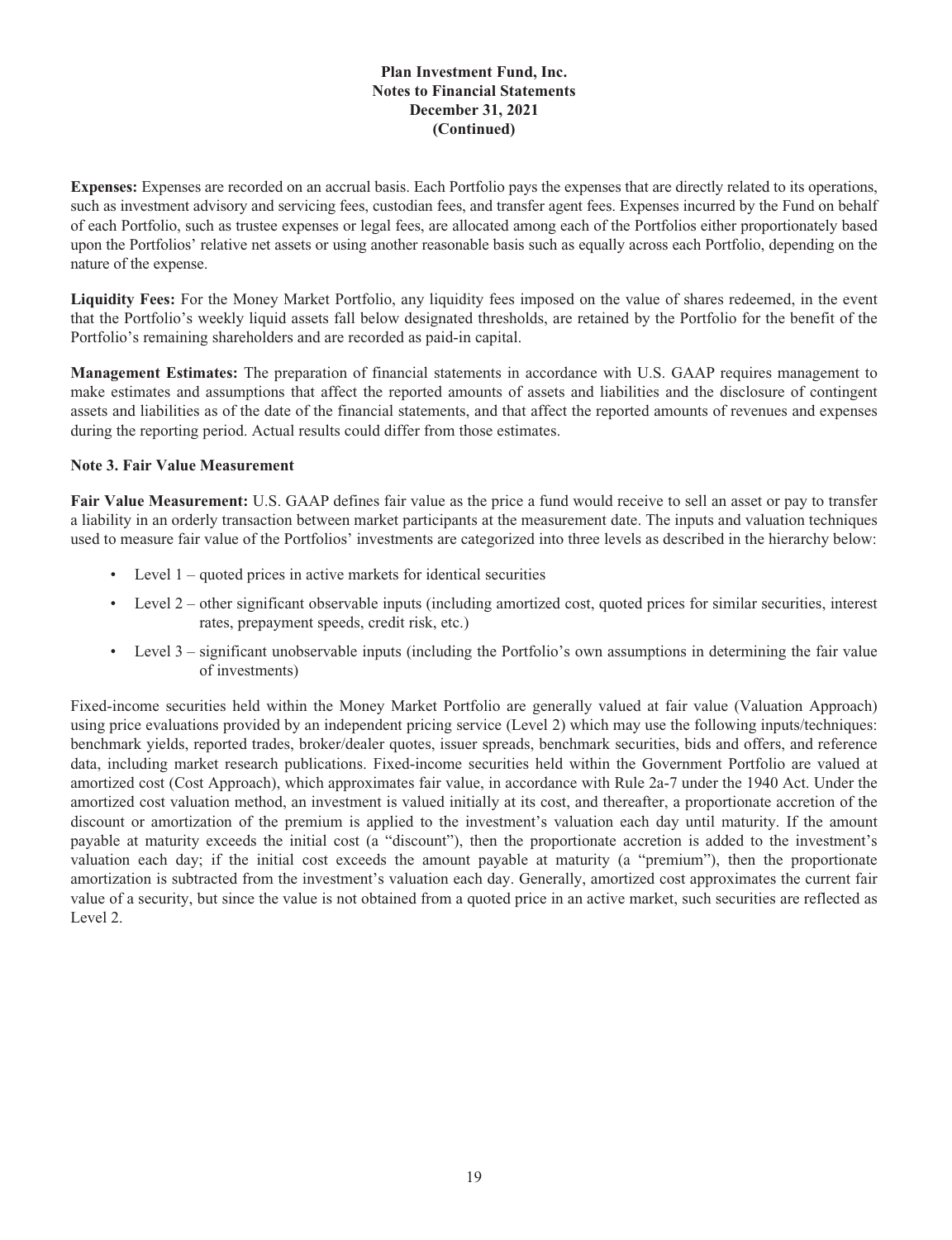**Expenses:** Expenses are recorded on an accrual basis. Each Portfolio pays the expenses that are directly related to its operations, such as investment advisory and servicing fees, custodian fees, and transfer agent fees. Expenses incurred by the Fund on behalf of each Portfolio, such as trustee expenses or legal fees, are allocated among each of the Portfolios either proportionately based upon the Portfolios' relative net assets or using another reasonable basis such as equally across each Portfolio, depending on the nature of the expense.

**Liquidity Fees:** For the Money Market Portfolio, any liquidity fees imposed on the value of shares redeemed, in the event that the Portfolio's weekly liquid assets fall below designated thresholds, are retained by the Portfolio for the benefit of the Portfolio's remaining shareholders and are recorded as paid-in capital.

**Management Estimates:** The preparation of financial statements in accordance with U.S. GAAP requires management to make estimates and assumptions that affect the reported amounts of assets and liabilities and the disclosure of contingent assets and liabilities as of the date of the financial statements, and that affect the reported amounts of revenues and expenses during the reporting period. Actual results could differ from those estimates.

### Note 3. Fair Value Measurement

**Fair Value Measurement:** U.S. GAAP defines fair value as the price a fund would receive to sell an asset or pay to transfer a liability in an orderly transaction between market participants at the measurement date. The inputs and valuation techniques used to measure fair value of the Portfolios' investments are categorized into three levels as described in the hierarchy below:

- Level 1 – quoted prices in active markets for identical securities
- Level 2 – other significant observable inputs (including amortized cost, quoted prices for similar securities, interest rates, prepayment speeds, credit risk, etc.)
- Level 3 – significant unobservable inputs (including the Portfolio's own assumptions in determining the fair value of investments)

Fixed-income securities held within the Money Market Portfolio are generally valued at fair value (Valuation Approach) using price evaluations provided by an independent pricing service (Level 2) which may use the following inputs/techniques: benchmark yields, reported trades, broker/dealer quotes, issuer spreads, benchmark securities, bids and offers, and reference data, including market research publications. Fixed-income securities held within the Government Portfolio are valued at amortized cost (Cost Approach), which approximates fair value, in accordance with Rule 2a-7 under the 1940 Act. Under the amortized cost valuation method, an investment is valued initially at its cost, and thereafter, a proportionate accretion of the discount or amortization of the premium is applied to the investment's valuation each day until maturity. If the amount payable at maturity exceeds the initial cost (a "discount"), then the proportionate accretion is added to the investment's valuation each day; if the initial cost exceeds the amount payable at maturity (a "premium"), then the proportionate amortization is subtracted from the investment's valuation each day. Generally, amortized cost approximates the current fair value of a security, but since the value is not obtained from a quoted price in an active market, such securities are reflected as Level 2.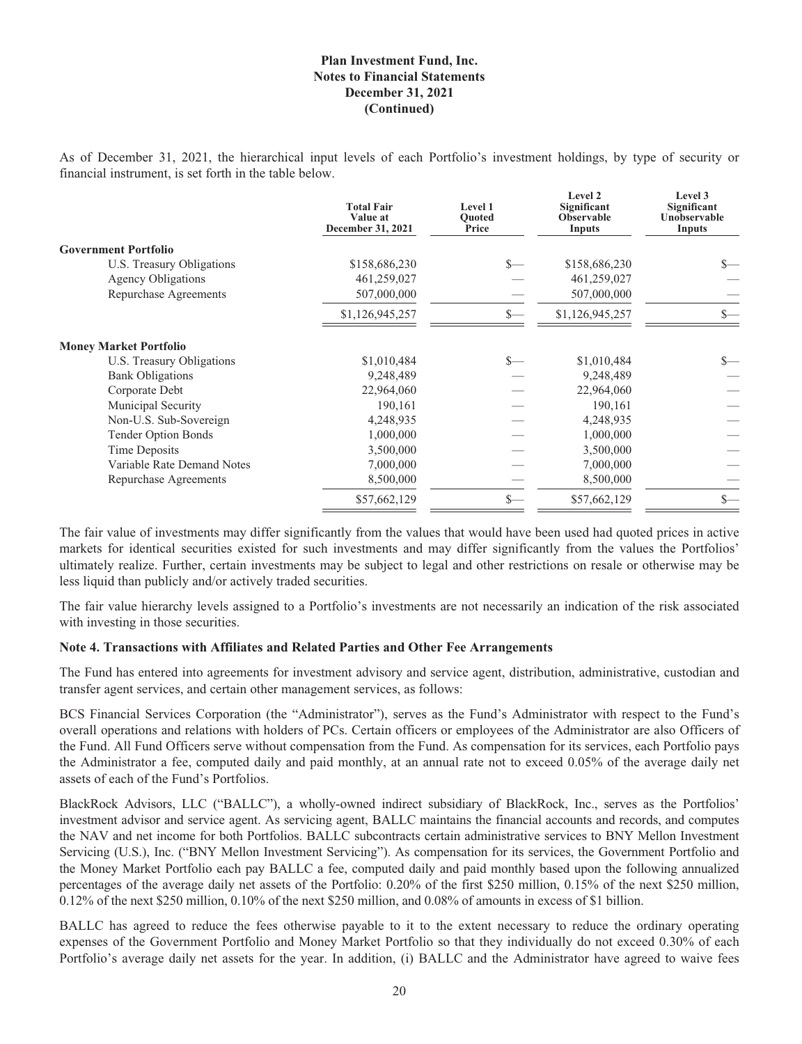**Plan Investment Fund, Inc.**
**Notes to Financial Statements**
**December 31, 2021**
**(Continued)**

As of December 31, 2021, the hierarchical input levels of each Portfolio's investment holdings, by type of security or financial instrument, is set forth in the table below.

| | Total Fair Value at December 31, 2021 | Level 1 Quoted Price | Level 2 Significant Observable Inputs | Level 3 Significant Unobservable Inputs |
|---|---|---|---|---|
| **Government Portfolio** | | | | |
| U.S. Treasury Obligations | $158,686,230 | $— | $158,686,230 | $— |
| Agency Obligations | 461,259,027 | — | 461,259,027 | — |
| Repurchase Agreements | 507,000,000 | — | 507,000,000 | — |
| | $1,126,945,257 | $— | $1,126,945,257 | $— |
| **Money Market Portfolio** | | | | |
| U.S. Treasury Obligations | $1,010,484 | $— | $1,010,484 | $— |
| Bank Obligations | 9,248,489 | — | 9,248,489 | — |
| Corporate Debt | 22,964,060 | — | 22,964,060 | — |
| Municipal Security | 190,161 | — | 190,161 | — |
| Non-U.S. Sub-Sovereign | 4,248,935 | — | 4,248,935 | — |
| Tender Option Bonds | 1,000,000 | — | 1,000,000 | — |
| Time Deposits | 3,500,000 | — | 3,500,000 | — |
| Variable Rate Demand Notes | 7,000,000 | — | 7,000,000 | — |
| Repurchase Agreements | 8,500,000 | — | 8,500,000 | — |
| | $57,662,129 | $— | $57,662,129 | $— |

The fair value of investments may differ significantly from the values that would have been used had quoted prices in active markets for identical securities existed for such investments and may differ significantly from the values the Portfolios' ultimately realize. Further, certain investments may be subject to legal and other restrictions on resale or otherwise may be less liquid than publicly and/or actively traded securities.

The fair value hierarchy levels assigned to a Portfolio's investments are not necessarily an indication of the risk associated with investing in those securities.

**Note 4. Transactions with Affiliates and Related Parties and Other Fee Arrangements**

The Fund has entered into agreements for investment advisory and service agent, distribution, administrative, custodian and transfer agent services, and certain other management services, as follows:

BCS Financial Services Corporation (the "Administrator"), serves as the Fund's Administrator with respect to the Fund's overall operations and relations with holders of PCs. Certain officers or employees of the Administrator are also Officers of the Fund. All Fund Officers serve without compensation from the Fund. As compensation for its services, each Portfolio pays the Administrator a fee, computed daily and paid monthly, at an annual rate not to exceed 0.05% of the average daily net assets of each of the Fund's Portfolios.

BlackRock Advisors, LLC ("BALLC"), a wholly-owned indirect subsidiary of BlackRock, Inc., serves as the Portfolios' investment advisor and service agent. As servicing agent, BALLC maintains the financial accounts and records, and computes the NAV and net income for both Portfolios. BALLC subcontracts certain administrative services to BNY Mellon Investment Servicing (U.S.), Inc. ("BNY Mellon Investment Servicing"). As compensation for its services, the Government Portfolio and the Money Market Portfolio each pay BALLC a fee, computed daily and paid monthly based upon the following annualized percentages of the average daily net assets of the Portfolio: 0.20% of the first $250 million, 0.15% of the next $250 million, 0.12% of the next $250 million, 0.10% of the next $250 million, and 0.08% of amounts in excess of $1 billion.

BALLC has agreed to reduce the fees otherwise payable to it to the extent necessary to reduce the ordinary operating expenses of the Government Portfolio and Money Market Portfolio so that they individually do not exceed 0.30% of each Portfolio's average daily net assets for the year. In addition, (i) BALLC and the Administrator have agreed to waive fees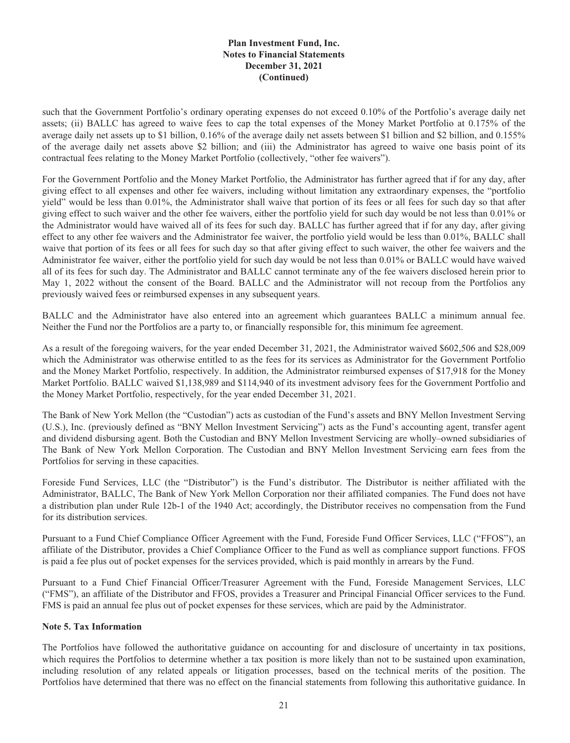such that the Government Portfolio's ordinary operating expenses do not exceed 0.10% of the Portfolio's average daily net assets; (ii) BALLC has agreed to waive fees to cap the total expenses of the Money Market Portfolio at 0.175% of the average daily net assets up to $1 billion, 0.16% of the average daily net assets between $1 billion and $2 billion, and 0.155% of the average daily net assets above $2 billion; and (iii) the Administrator has agreed to waive one basis point of its contractual fees relating to the Money Market Portfolio (collectively, "other fee waivers").

For the Government Portfolio and the Money Market Portfolio, the Administrator has further agreed that if for any day, after giving effect to all expenses and other fee waivers, including without limitation any extraordinary expenses, the "portfolio yield" would be less than 0.01%, the Administrator shall waive that portion of its fees or all fees for such day so that after giving effect to such waiver and the other fee waivers, either the portfolio yield for such day would be not less than 0.01% or the Administrator would have waived all of its fees for such day. BALLC has further agreed that if for any day, after giving effect to any other fee waivers and the Administrator fee waiver, the portfolio yield would be less than 0.01%, BALLC shall waive that portion of its fees or all fees for such day so that after giving effect to such waiver, the other fee waivers and the Administrator fee waiver, either the portfolio yield for such day would be not less than 0.01% or BALLC would have waived all of its fees for such day. The Administrator and BALLC cannot terminate any of the fee waivers disclosed herein prior to May 1, 2022 without the consent of the Board. BALLC and the Administrator will not recoup from the Portfolios any previously waived fees or reimbursed expenses in any subsequent years.

BALLC and the Administrator have also entered into an agreement which guarantees BALLC a minimum annual fee. Neither the Fund nor the Portfolios are a party to, or financially responsible for, this minimum fee agreement.

As a result of the foregoing waivers, for the year ended December 31, 2021, the Administrator waived $602,506 and $28,009 which the Administrator was otherwise entitled to as the fees for its services as Administrator for the Government Portfolio and the Money Market Portfolio, respectively. In addition, the Administrator reimbursed expenses of $17,918 for the Money Market Portfolio. BALLC waived $1,138,989 and $114,940 of its investment advisory fees for the Government Portfolio and the Money Market Portfolio, respectively, for the year ended December 31, 2021.

The Bank of New York Mellon (the "Custodian") acts as custodian of the Fund's assets and BNY Mellon Investment Serving (U.S.), Inc. (previously defined as "BNY Mellon Investment Servicing") acts as the Fund's accounting agent, transfer agent and dividend disbursing agent. Both the Custodian and BNY Mellon Investment Servicing are wholly–owned subsidiaries of The Bank of New York Mellon Corporation. The Custodian and BNY Mellon Investment Servicing earn fees from the Portfolios for serving in these capacities.

Foreside Fund Services, LLC (the "Distributor") is the Fund's distributor. The Distributor is neither affiliated with the Administrator, BALLC, The Bank of New York Mellon Corporation nor their affiliated companies. The Fund does not have a distribution plan under Rule 12b-1 of the 1940 Act; accordingly, the Distributor receives no compensation from the Fund for its distribution services.

Pursuant to a Fund Chief Compliance Officer Agreement with the Fund, Foreside Fund Officer Services, LLC ("FFOS"), an affiliate of the Distributor, provides a Chief Compliance Officer to the Fund as well as compliance support functions. FFOS is paid a fee plus out of pocket expenses for the services provided, which is paid monthly in arrears by the Fund.

Pursuant to a Fund Chief Financial Officer/Treasurer Agreement with the Fund, Foreside Management Services, LLC ("FMS"), an affiliate of the Distributor and FFOS, provides a Treasurer and Principal Financial Officer services to the Fund. FMS is paid an annual fee plus out of pocket expenses for these services, which are paid by the Administrator.

**Note 5. Tax Information**

The Portfolios have followed the authoritative guidance on accounting for and disclosure of uncertainty in tax positions, which requires the Portfolios to determine whether a tax position is more likely than not to be sustained upon examination, including resolution of any related appeals or litigation processes, based on the technical merits of the position. The Portfolios have determined that there was no effect on the financial statements from following this authoritative guidance. In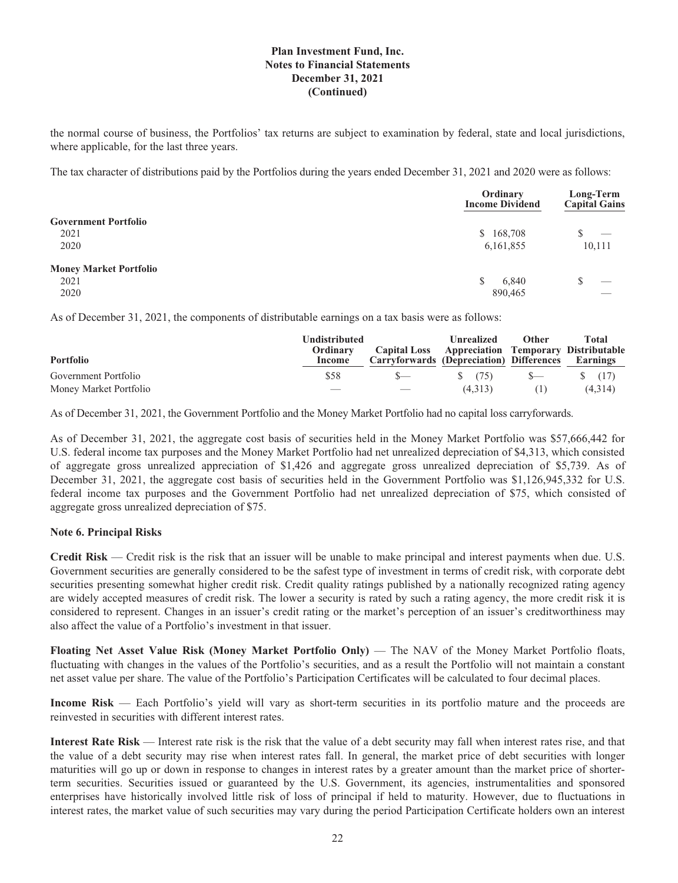the normal course of business, the Portfolios' tax returns are subject to examination by federal, state and local jurisdictions, where applicable, for the last three years.

The tax character of distributions paid by the Portfolios during the years ended December 31, 2021 and 2020 were as follows:

| | Ordinary Income Dividend | Long-Term Capital Gains |
|---|---|---|
| **Government Portfolio** | | |
| 2021 | $ 168,708 | $ — |
| 2020 | 6,161,855 | 10,111 |
| **Money Market Portfolio** | | |
| 2021 | $ 6,840 | $ — |
| 2020 | 890,465 | — |

As of December 31, 2021, the components of distributable earnings on a tax basis were as follows:

| Portfolio | Undistributed Ordinary Income | Capital Loss Carryforwards | Unrealized Appreciation (Depreciation) | Other Temporary Differences | Total Distributable Earnings |
|---|---|---|---|---|---|
| Government Portfolio | $58 | $— | $ (75) | $— | $ (17) |
| Money Market Portfolio | — | — | (4,313) | (1) | (4,314) |

As of December 31, 2021, the Government Portfolio and the Money Market Portfolio had no capital loss carryforwards.

As of December 31, 2021, the aggregate cost basis of securities held in the Money Market Portfolio was $57,666,442 for U.S. federal income tax purposes and the Money Market Portfolio had net unrealized depreciation of $4,313, which consisted of aggregate gross unrealized appreciation of $1,426 and aggregate gross unrealized depreciation of $5,739. As of December 31, 2021, the aggregate cost basis of securities held in the Government Portfolio was $1,126,945,332 for U.S. federal income tax purposes and the Government Portfolio had net unrealized depreciation of $75, which consisted of aggregate gross unrealized depreciation of $75.

### Note 6. Principal Risks

**Credit Risk** — Credit risk is the risk that an issuer will be unable to make principal and interest payments when due. U.S. Government securities are generally considered to be the safest type of investment in terms of credit risk, with corporate debt securities presenting somewhat higher credit risk. Credit quality ratings published by a nationally recognized rating agency are widely accepted measures of credit risk. The lower a security is rated by such a rating agency, the more credit risk it is considered to represent. Changes in an issuer's credit rating or the market's perception of an issuer's creditworthiness may also affect the value of a Portfolio's investment in that issuer.

**Floating Net Asset Value Risk (Money Market Portfolio Only)** — The NAV of the Money Market Portfolio floats, fluctuating with changes in the values of the Portfolio's securities, and as a result the Portfolio will not maintain a constant net asset value per share. The value of the Portfolio's Participation Certificates will be calculated to four decimal places.

**Income Risk** — Each Portfolio's yield will vary as short-term securities in its portfolio mature and the proceeds are reinvested in securities with different interest rates.

**Interest Rate Risk** — Interest rate risk is the risk that the value of a debt security may fall when interest rates rise, and that the value of a debt security may rise when interest rates fall. In general, the market price of debt securities with longer maturities will go up or down in response to changes in interest rates by a greater amount than the market price of shorter-term securities. Securities issued or guaranteed by the U.S. Government, its agencies, instrumentalities and sponsored enterprises have historically involved little risk of loss of principal if held to maturity. However, due to fluctuations in interest rates, the market value of such securities may vary during the period Participation Certificate holders own an interest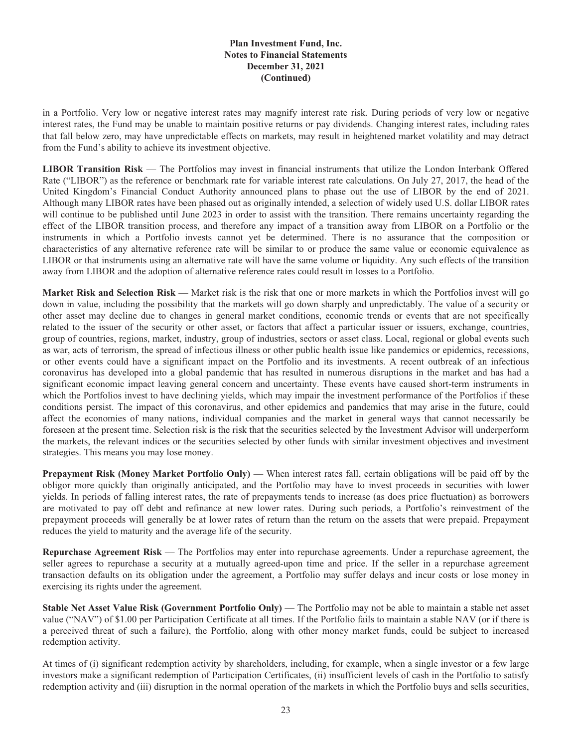in a Portfolio. Very low or negative interest rates may magnify interest rate risk. During periods of very low or negative interest rates, the Fund may be unable to maintain positive returns or pay dividends. Changing interest rates, including rates that fall below zero, may have unpredictable effects on markets, may result in heightened market volatility and may detract from the Fund's ability to achieve its investment objective.

**LIBOR Transition Risk** — The Portfolios may invest in financial instruments that utilize the London Interbank Offered Rate ("LIBOR") as the reference or benchmark rate for variable interest rate calculations. On July 27, 2017, the head of the United Kingdom's Financial Conduct Authority announced plans to phase out the use of LIBOR by the end of 2021. Although many LIBOR rates have been phased out as originally intended, a selection of widely used U.S. dollar LIBOR rates will continue to be published until June 2023 in order to assist with the transition. There remains uncertainty regarding the effect of the LIBOR transition process, and therefore any impact of a transition away from LIBOR on a Portfolio or the instruments in which a Portfolio invests cannot yet be determined. There is no assurance that the composition or characteristics of any alternative reference rate will be similar to or produce the same value or economic equivalence as LIBOR or that instruments using an alternative rate will have the same volume or liquidity. Any such effects of the transition away from LIBOR and the adoption of alternative reference rates could result in losses to a Portfolio.

**Market Risk and Selection Risk** — Market risk is the risk that one or more markets in which the Portfolios invest will go down in value, including the possibility that the markets will go down sharply and unpredictably. The value of a security or other asset may decline due to changes in general market conditions, economic trends or events that are not specifically related to the issuer of the security or other asset, or factors that affect a particular issuer or issuers, exchange, countries, group of countries, regions, market, industry, group of industries, sectors or asset class. Local, regional or global events such as war, acts of terrorism, the spread of infectious illness or other public health issue like pandemics or epidemics, recessions, or other events could have a significant impact on the Portfolio and its investments. A recent outbreak of an infectious coronavirus has developed into a global pandemic that has resulted in numerous disruptions in the market and has had a significant economic impact leaving general concern and uncertainty. These events have caused short-term instruments in which the Portfolios invest to have declining yields, which may impair the investment performance of the Portfolios if these conditions persist. The impact of this coronavirus, and other epidemics and pandemics that may arise in the future, could affect the economies of many nations, individual companies and the market in general ways that cannot necessarily be foreseen at the present time. Selection risk is the risk that the securities selected by the Investment Advisor will underperform the markets, the relevant indices or the securities selected by other funds with similar investment objectives and investment strategies. This means you may lose money.

**Prepayment Risk (Money Market Portfolio Only)** — When interest rates fall, certain obligations will be paid off by the obligor more quickly than originally anticipated, and the Portfolio may have to invest proceeds in securities with lower yields. In periods of falling interest rates, the rate of prepayments tends to increase (as does price fluctuation) as borrowers are motivated to pay off debt and refinance at new lower rates. During such periods, a Portfolio's reinvestment of the prepayment proceeds will generally be at lower rates of return than the return on the assets that were prepaid. Prepayment reduces the yield to maturity and the average life of the security.

**Repurchase Agreement Risk** — The Portfolios may enter into repurchase agreements. Under a repurchase agreement, the seller agrees to repurchase a security at a mutually agreed-upon time and price. If the seller in a repurchase agreement transaction defaults on its obligation under the agreement, a Portfolio may suffer delays and incur costs or lose money in exercising its rights under the agreement.

**Stable Net Asset Value Risk (Government Portfolio Only)** — The Portfolio may not be able to maintain a stable net asset value ("NAV") of $1.00 per Participation Certificate at all times. If the Portfolio fails to maintain a stable NAV (or if there is a perceived threat of such a failure), the Portfolio, along with other money market funds, could be subject to increased redemption activity.

At times of (i) significant redemption activity by shareholders, including, for example, when a single investor or a few large investors make a significant redemption of Participation Certificates, (ii) insufficient levels of cash in the Portfolio to satisfy redemption activity and (iii) disruption in the normal operation of the markets in which the Portfolio buys and sells securities,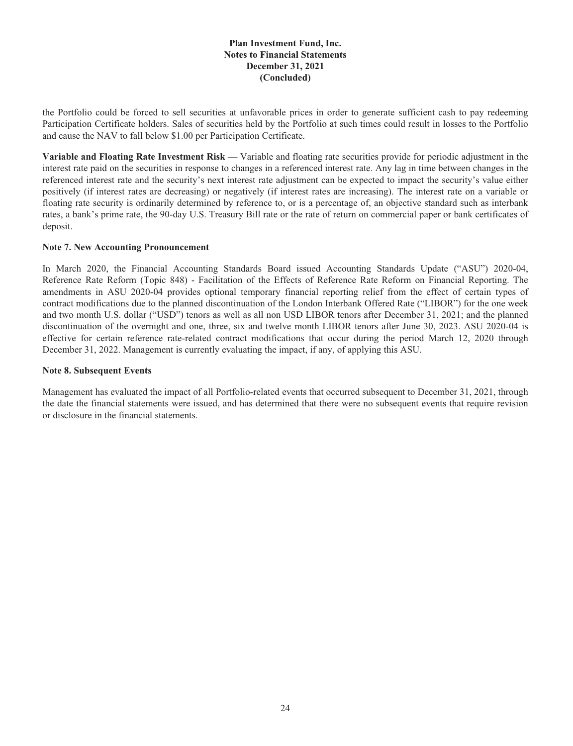the Portfolio could be forced to sell securities at unfavorable prices in order to generate sufficient cash to pay redeeming Participation Certificate holders. Sales of securities held by the Portfolio at such times could result in losses to the Portfolio and cause the NAV to fall below $1.00 per Participation Certificate.

**Variable and Floating Rate Investment Risk** — Variable and floating rate securities provide for periodic adjustment in the interest rate paid on the securities in response to changes in a referenced interest rate. Any lag in time between changes in the referenced interest rate and the security's next interest rate adjustment can be expected to impact the security's value either positively (if interest rates are decreasing) or negatively (if interest rates are increasing). The interest rate on a variable or floating rate security is ordinarily determined by reference to, or is a percentage of, an objective standard such as interbank rates, a bank's prime rate, the 90-day U.S. Treasury Bill rate or the rate of return on commercial paper or bank certificates of deposit.

**Note 7. New Accounting Pronouncement**

In March 2020, the Financial Accounting Standards Board issued Accounting Standards Update ("ASU") 2020-04, Reference Rate Reform (Topic 848) - Facilitation of the Effects of Reference Rate Reform on Financial Reporting. The amendments in ASU 2020-04 provides optional temporary financial reporting relief from the effect of certain types of contract modifications due to the planned discontinuation of the London Interbank Offered Rate ("LIBOR") for the one week and two month U.S. dollar ("USD") tenors as well as all non USD LIBOR tenors after December 31, 2021; and the planned discontinuation of the overnight and one, three, six and twelve month LIBOR tenors after June 30, 2023. ASU 2020-04 is effective for certain reference rate-related contract modifications that occur during the period March 12, 2020 through December 31, 2022. Management is currently evaluating the impact, if any, of applying this ASU.

**Note 8. Subsequent Events**

Management has evaluated the impact of all Portfolio-related events that occurred subsequent to December 31, 2021, through the date the financial statements were issued, and has determined that there were no subsequent events that require revision or disclosure in the financial statements.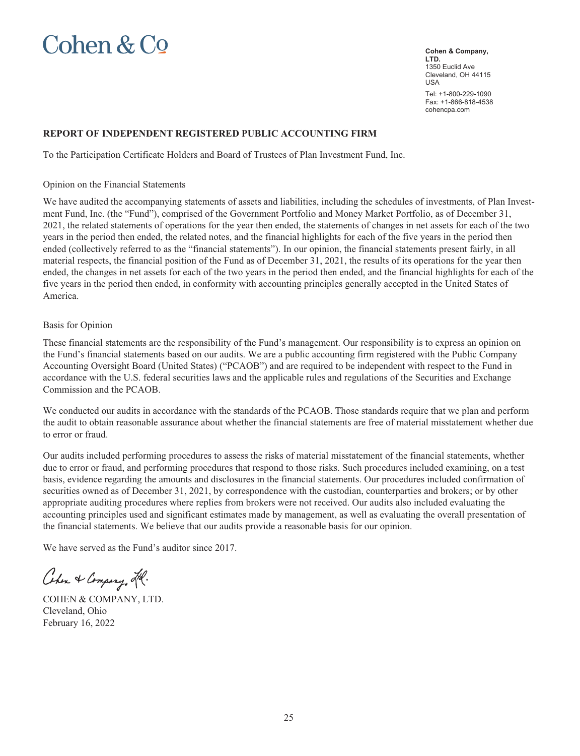Cohen & Co

**Cohen & Company, LTD.**
1350 Euclid Ave
Cleveland, OH 44115
USA

Tel: +1-800-229-1090
Fax: +1-866-818-4538
cohencpa.com

## REPORT OF INDEPENDENT REGISTERED PUBLIC ACCOUNTING FIRM

To the Participation Certificate Holders and Board of Trustees of Plan Investment Fund, Inc.

### Opinion on the Financial Statements

We have audited the accompanying statements of assets and liabilities, including the schedules of investments, of Plan Investment Fund, Inc. (the "Fund"), comprised of the Government Portfolio and Money Market Portfolio, as of December 31, 2021, the related statements of operations for the year then ended, the statements of changes in net assets for each of the two years in the period then ended, the related notes, and the financial highlights for each of the five years in the period then ended (collectively referred to as the "financial statements"). In our opinion, the financial statements present fairly, in all material respects, the financial position of the Fund as of December 31, 2021, the results of its operations for the year then ended, the changes in net assets for each of the two years in the period then ended, and the financial highlights for each of the five years in the period then ended, in conformity with accounting principles generally accepted in the United States of America.

### Basis for Opinion

These financial statements are the responsibility of the Fund's management. Our responsibility is to express an opinion on the Fund's financial statements based on our audits. We are a public accounting firm registered with the Public Company Accounting Oversight Board (United States) ("PCAOB") and are required to be independent with respect to the Fund in accordance with the U.S. federal securities laws and the applicable rules and regulations of the Securities and Exchange Commission and the PCAOB.

We conducted our audits in accordance with the standards of the PCAOB. Those standards require that we plan and perform the audit to obtain reasonable assurance about whether the financial statements are free of material misstatement whether due to error or fraud.

Our audits included performing procedures to assess the risks of material misstatement of the financial statements, whether due to error or fraud, and performing procedures that respond to those risks. Such procedures included examining, on a test basis, evidence regarding the amounts and disclosures in the financial statements. Our procedures included confirmation of securities owned as of December 31, 2021, by correspondence with the custodian, counterparties and brokers; or by other appropriate auditing procedures where replies from brokers were not received. Our audits also included evaluating the accounting principles used and significant estimates made by management, as well as evaluating the overall presentation of the financial statements. We believe that our audits provide a reasonable basis for our opinion.

We have served as the Fund's auditor since 2017.

Cohen & Company, Ltd.

COHEN & COMPANY, LTD.
Cleveland, Ohio
February 16, 2022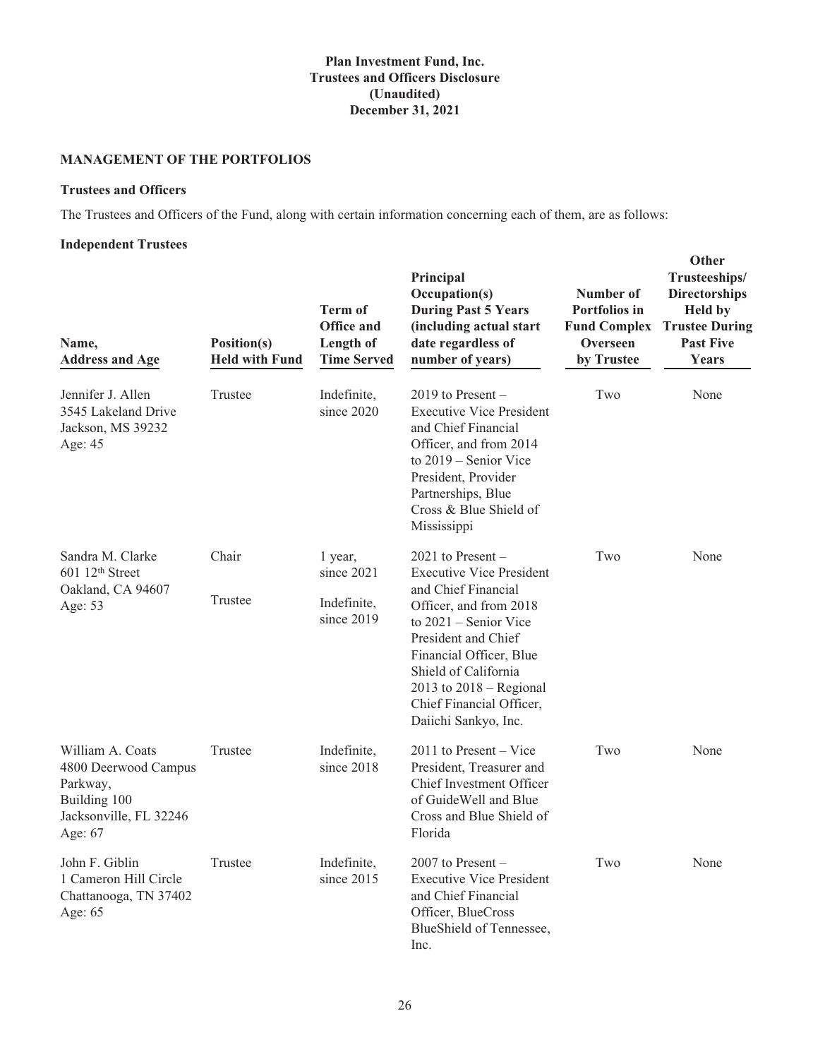**Plan Investment Fund, Inc.**
**Trustees and Officers Disclosure**
**(Unaudited)**
**December 31, 2021**

## MANAGEMENT OF THE PORTFOLIOS

### Trustees and Officers

The Trustees and Officers of the Fund, along with certain information concerning each of them, are as follows:

### Independent Trustees

| Name, Address and Age | Position(s) Held with Fund | Term of Office and Length of Time Served | Principal Occupation(s) During Past 5 Years (including actual start date regardless of number of years) | Number of Portfolios in Fund Complex Overseen by Trustee | Other Trusteeships/ Directorships Held by Trustee During Past Five Years |
|---|---|---|---|---|---|
| Jennifer J. Allen<br>3545 Lakeland Drive<br>Jackson, MS 39232<br>Age: 45 | Trustee | Indefinite, since 2020 | 2019 to Present – Executive Vice President and Chief Financial Officer, and from 2014 to 2019 – Senior Vice President, Provider Partnerships, Blue Cross & Blue Shield of Mississippi | Two | None |
| Sandra M. Clarke<br>601 12th Street<br>Oakland, CA 94607<br>Age: 53 | Chair<br><br>Trustee | 1 year, since 2021<br><br>Indefinite, since 2019 | 2021 to Present – Executive Vice President and Chief Financial Officer, and from 2018 to 2021 – Senior Vice President and Chief Financial Officer, Blue Shield of California<br>2013 to 2018 – Regional Chief Financial Officer, Daiichi Sankyo, Inc. | Two | None |
| William A. Coats<br>4800 Deerwood Campus Parkway,<br>Building 100<br>Jacksonville, FL 32246<br>Age: 67 | Trustee | Indefinite, since 2018 | 2011 to Present – Vice President, Treasurer and Chief Investment Officer of GuideWell and Blue Cross and Blue Shield of Florida | Two | None |
| John F. Giblin<br>1 Cameron Hill Circle<br>Chattanooga, TN 37402<br>Age: 65 | Trustee | Indefinite, since 2015 | 2007 to Present – Executive Vice President and Chief Financial Officer, BlueCross BlueShield of Tennessee, Inc. | Two | None |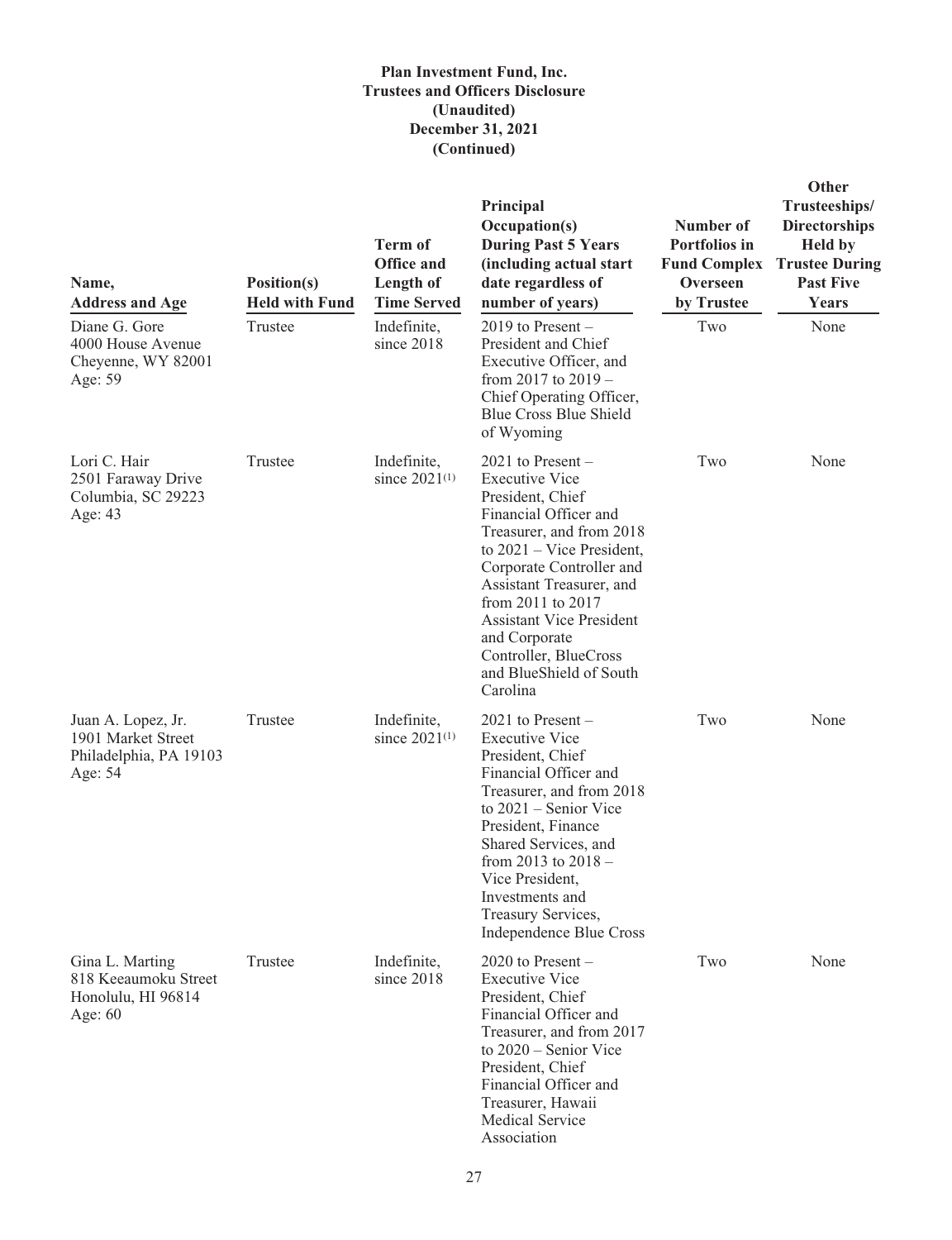**Plan Investment Fund, Inc.**
**Trustees and Officers Disclosure**
**(Unaudited)**
**December 31, 2021**
**(Continued)**

| Name, Address and Age | Position(s) Held with Fund | Term of Office and Length of Time Served | Principal Occupation(s) During Past 5 Years (including actual start date regardless of number of years) | Number of Portfolios in Fund Complex Overseen by Trustee | Other Trusteeships/ Directorships Held by Trustee During Past Five Years |
|---|---|---|---|---|---|
| Diane G. Gore<br>4000 House Avenue<br>Cheyenne, WY 82001<br>Age: 59 | Trustee | Indefinite, since 2018 | 2019 to Present – President and Chief Executive Officer, and from 2017 to 2019 – Chief Operating Officer, Blue Cross Blue Shield of Wyoming | Two | None |
| Lori C. Hair<br>2501 Faraway Drive<br>Columbia, SC 29223<br>Age: 43 | Trustee | Indefinite, since 2021[1] | 2021 to Present – Executive Vice President, Chief Financial Officer and Treasurer, and from 2018 to 2021 – Vice President, Corporate Controller and Assistant Treasurer, and from 2011 to 2017 Assistant Vice President and Corporate Controller, BlueCross and BlueShield of South Carolina | Two | None |
| Juan A. Lopez, Jr.<br>1901 Market Street<br>Philadelphia, PA 19103<br>Age: 54 | Trustee | Indefinite, since 2021[1] | 2021 to Present – Executive Vice President, Chief Financial Officer and Treasurer, and from 2018 to 2021 – Senior Vice President, Finance Shared Services, and from 2013 to 2018 – Vice President, Investments and Treasury Services, Independence Blue Cross | Two | None |
| Gina L. Marting<br>818 Keeaumoku Street<br>Honolulu, HI 96814<br>Age: 60 | Trustee | Indefinite, since 2018 | 2020 to Present – Executive Vice President, Chief Financial Officer and Treasurer, and from 2017 to 2020 – Senior Vice President, Chief Financial Officer and Treasurer, Hawaii Medical Service Association | Two | None |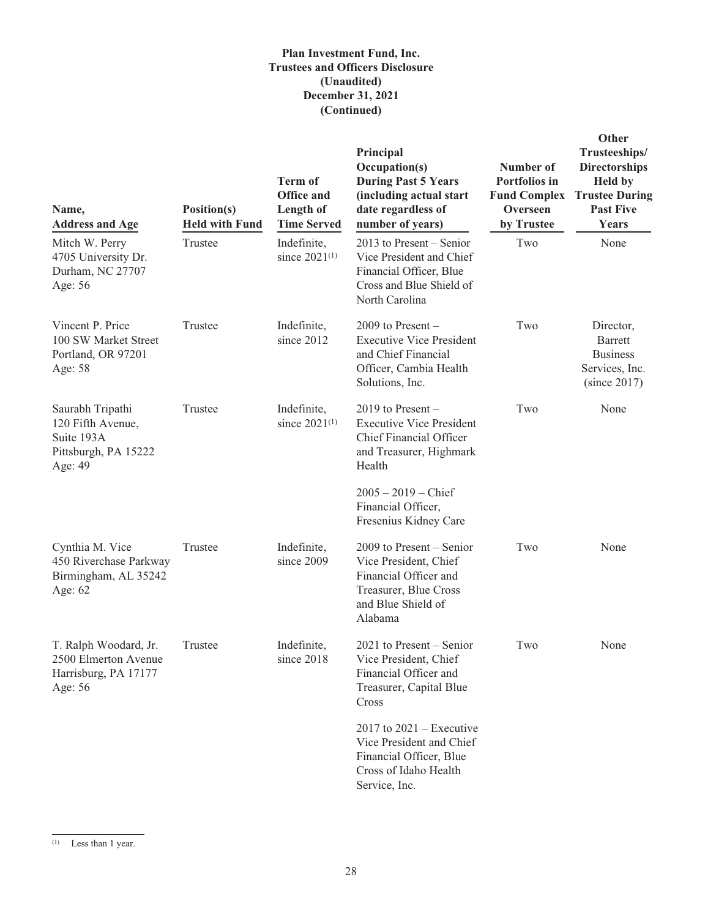# Plan Investment Fund, Inc.
## Trustees and Officers Disclosure
### (Unaudited)
### December 31, 2021
### (Continued)

| Name, Address and Age | Position(s) Held with Fund | Term of Office and Length of Time Served | Principal Occupation(s) During Past 5 Years (including actual start date regardless of number of years) | Number of Portfolios in Fund Complex Overseen by Trustee | Other Trusteeships/ Directorships Held by Trustee During Past Five Years |
|---|---|---|---|---|---|
| Mitch W. Perry<br>4705 University Dr.<br>Durham, NC 27707<br>Age: 56 | Trustee | Indefinite, since 2021[(1)] | 2013 to Present – Senior Vice President and Chief Financial Officer, Blue Cross and Blue Shield of North Carolina | Two | None |
| Vincent P. Price<br>100 SW Market Street<br>Portland, OR 97201<br>Age: 58 | Trustee | Indefinite, since 2012 | 2009 to Present – Executive Vice President and Chief Financial Officer, Cambia Health Solutions, Inc. | Two | Director, Barrett Business Services, Inc. (since 2017) |
| Saurabh Tripathi<br>120 Fifth Avenue, Suite 193A<br>Pittsburgh, PA 15222<br>Age: 49 | Trustee | Indefinite, since 2021[(1)] | 2019 to Present – Executive Vice President Chief Financial Officer and Treasurer, Highmark Health<br><br>2005 – 2019 – Chief Financial Officer, Fresenius Kidney Care | Two | None |
| Cynthia M. Vice<br>450 Riverchase Parkway<br>Birmingham, AL 35242<br>Age: 62 | Trustee | Indefinite, since 2009 | 2009 to Present – Senior Vice President, Chief Financial Officer and Treasurer, Blue Cross and Blue Shield of Alabama | Two | None |
| T. Ralph Woodard, Jr.<br>2500 Elmerton Avenue<br>Harrisburg, PA 17177<br>Age: 56 | Trustee | Indefinite, since 2018 | 2021 to Present – Senior Vice President, Chief Financial Officer and Treasurer, Capital Blue Cross<br><br>2017 to 2021 – Executive Vice President and Chief Financial Officer, Blue Cross of Idaho Health Service, Inc. | Two | None |

(1) Less than 1 year.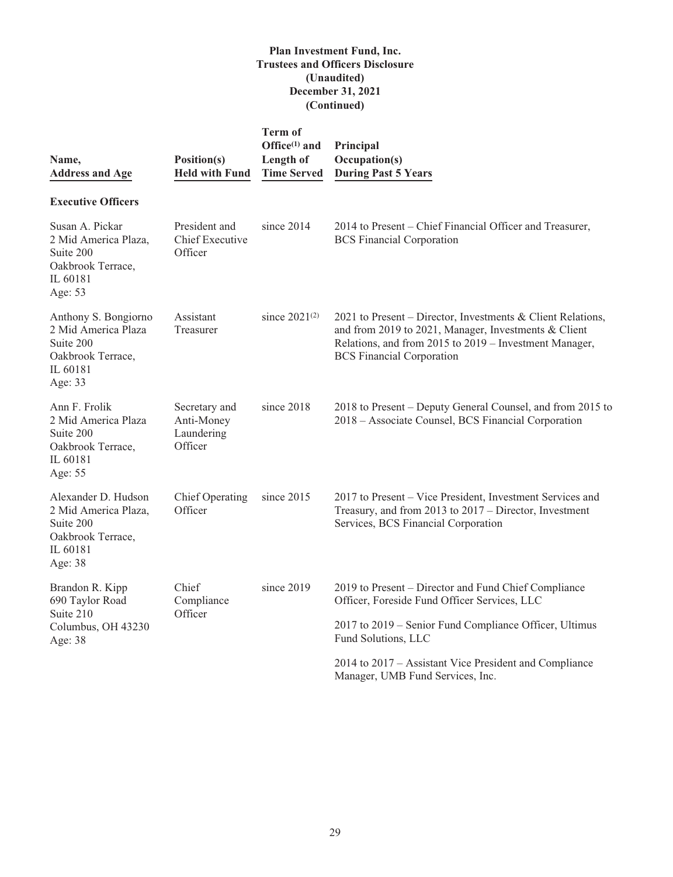**Plan Investment Fund, Inc.**
**Trustees and Officers Disclosure**
**(Unaudited)**
**December 31, 2021**
**(Continued)**

| Name, Address and Age | Position(s) Held with Fund | Term of Office[1] and Length of Time Served | Principal Occupation(s) During Past 5 Years |
|---|---|---|---|
| **Executive Officers** | | | |
| Susan A. Pickar<br>2 Mid America Plaza, Suite 200<br>Oakbrook Terrace, IL 60181<br>Age: 53 | President and Chief Executive Officer | since 2014 | 2014 to Present – Chief Financial Officer and Treasurer, BCS Financial Corporation |
| Anthony S. Bongiorno<br>2 Mid America Plaza<br>Suite 200<br>Oakbrook Terrace, IL 60181<br>Age: 33 | Assistant Treasurer | since 2021[2] | 2021 to Present – Director, Investments & Client Relations, and from 2019 to 2021, Manager, Investments & Client Relations, and from 2015 to 2019 – Investment Manager, BCS Financial Corporation |
| Ann F. Frolik<br>2 Mid America Plaza<br>Suite 200<br>Oakbrook Terrace, IL 60181<br>Age: 55 | Secretary and Anti-Money Laundering Officer | since 2018 | 2018 to Present – Deputy General Counsel, and from 2015 to 2018 – Associate Counsel, BCS Financial Corporation |
| Alexander D. Hudson<br>2 Mid America Plaza, Suite 200<br>Oakbrook Terrace, IL 60181<br>Age: 38 | Chief Operating Officer | since 2015 | 2017 to Present – Vice President, Investment Services and Treasury, and from 2013 to 2017 – Director, Investment Services, BCS Financial Corporation |
| Brandon R. Kipp<br>690 Taylor Road<br>Suite 210<br>Columbus, OH 43230<br>Age: 38 | Chief Compliance Officer | since 2019 | 2019 to Present – Director and Fund Chief Compliance Officer, Foreside Fund Officer Services, LLC<br><br>2017 to 2019 – Senior Fund Compliance Officer, Ultimus Fund Solutions, LLC<br><br>2014 to 2017 – Assistant Vice President and Compliance Manager, UMB Fund Services, Inc. |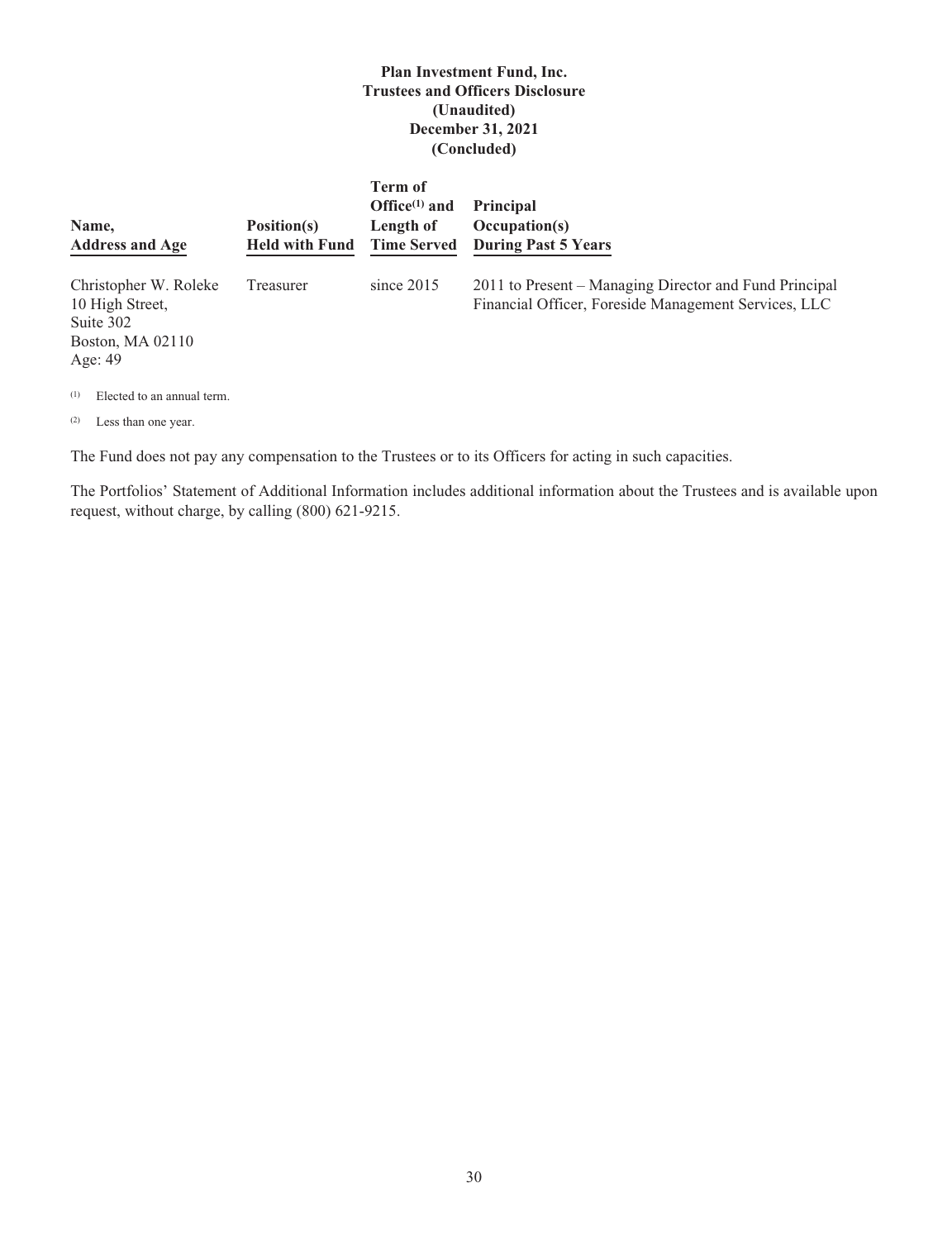**Plan Investment Fund, Inc.**
**Trustees and Officers Disclosure**
**(Unaudited)**
**December 31, 2021**
**(Concluded)**

| Name, Address and Age | Position(s) Held with Fund | Term of Office[1] and Length of Time Served | Principal Occupation(s) During Past 5 Years |
|---|---|---|---|
| Christopher W. Roleke<br>10 High Street,<br>Suite 302<br>Boston, MA 02110<br>Age: 49 | Treasurer | since 2015 | 2011 to Present – Managing Director and Fund Principal Financial Officer, Foreside Management Services, LLC |

[1] Elected to an annual term.

[2] Less than one year.

The Fund does not pay any compensation to the Trustees or to its Officers for acting in such capacities.

The Portfolios' Statement of Additional Information includes additional information about the Trustees and is available upon request, without charge, by calling (800) 621-9215.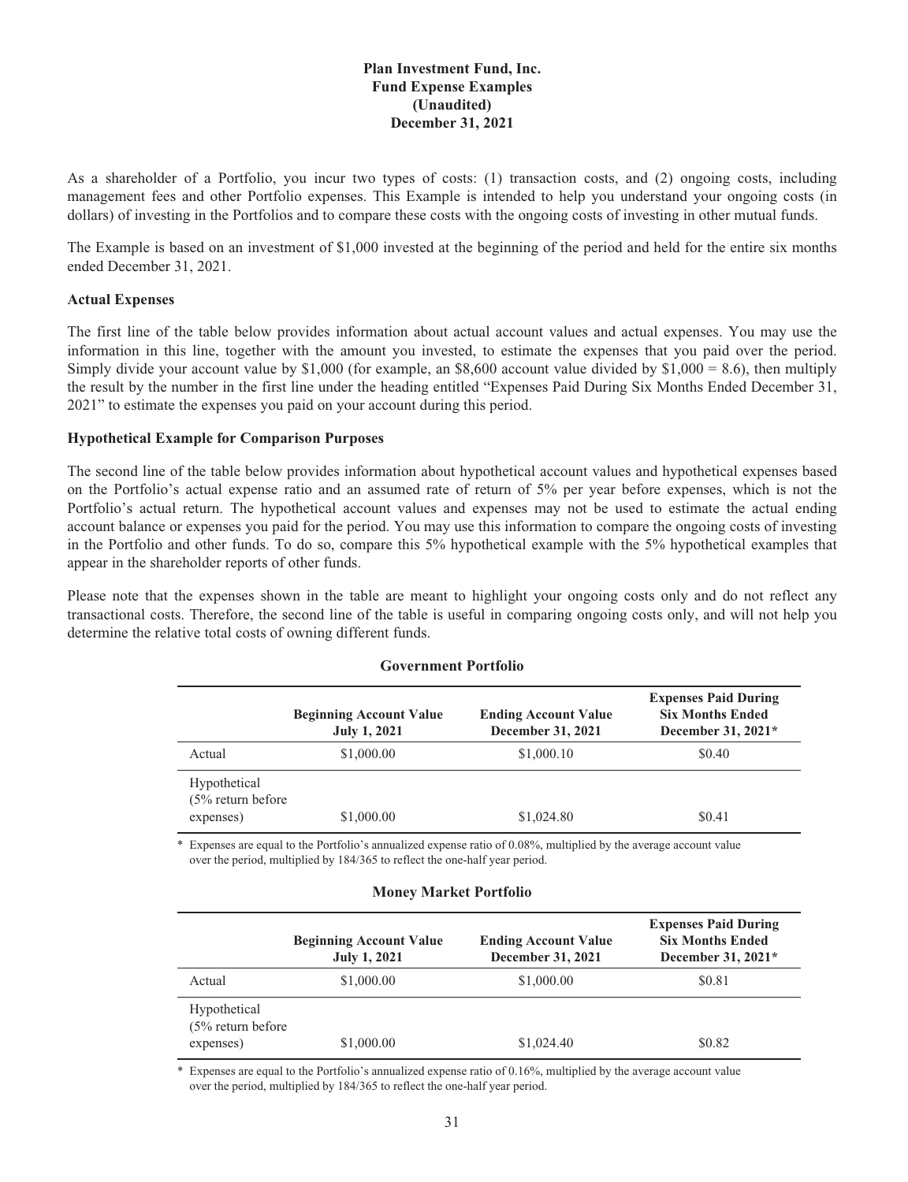# Plan Investment Fund, Inc.
## Fund Expense Examples
## (Unaudited)
## December 31, 2021

As a shareholder of a Portfolio, you incur two types of costs: (1) transaction costs, and (2) ongoing costs, including management fees and other Portfolio expenses. This Example is intended to help you understand your ongoing costs (in dollars) of investing in the Portfolios and to compare these costs with the ongoing costs of investing in other mutual funds.

The Example is based on an investment of $1,000 invested at the beginning of the period and held for the entire six months ended December 31, 2021.

**Actual Expenses**

The first line of the table below provides information about actual account values and actual expenses. You may use the information in this line, together with the amount you invested, to estimate the expenses that you paid over the period. Simply divide your account value by $1,000 (for example, an $8,600 account value divided by $1,000 = 8.6), then multiply the result by the number in the first line under the heading entitled "Expenses Paid During Six Months Ended December 31, 2021" to estimate the expenses you paid on your account during this period.

**Hypothetical Example for Comparison Purposes**

The second line of the table below provides information about hypothetical account values and hypothetical expenses based on the Portfolio's actual expense ratio and an assumed rate of return of 5% per year before expenses, which is not the Portfolio's actual return. The hypothetical account values and expenses may not be used to estimate the actual ending account balance or expenses you paid for the period. You may use this information to compare the ongoing costs of investing in the Portfolio and other funds. To do so, compare this 5% hypothetical example with the 5% hypothetical examples that appear in the shareholder reports of other funds.

Please note that the expenses shown in the table are meant to highlight your ongoing costs only and do not reflect any transactional costs. Therefore, the second line of the table is useful in comparing ongoing costs only, and will not help you determine the relative total costs of owning different funds.

**Government Portfolio**

| | Beginning Account Value July 1, 2021 | Ending Account Value December 31, 2021 | Expenses Paid During Six Months Ended December 31, 2021* |
|---|---|---|---|
| Actual | $1,000.00 | $1,000.10 | $0.40 |
| Hypothetical (5% return before expenses) | $1,000.00 | $1,024.80 | $0.41 |

\* Expenses are equal to the Portfolio's annualized expense ratio of 0.08%, multiplied by the average account value over the period, multiplied by 184/365 to reflect the one-half year period.

**Money Market Portfolio**

| | Beginning Account Value July 1, 2021 | Ending Account Value December 31, 2021 | Expenses Paid During Six Months Ended December 31, 2021* |
|---|---|---|---|
| Actual | $1,000.00 | $1,000.00 | $0.81 |
| Hypothetical (5% return before expenses) | $1,000.00 | $1,024.40 | $0.82 |

\* Expenses are equal to the Portfolio's annualized expense ratio of 0.16%, multiplied by the average account value over the period, multiplied by 184/365 to reflect the one-half year period.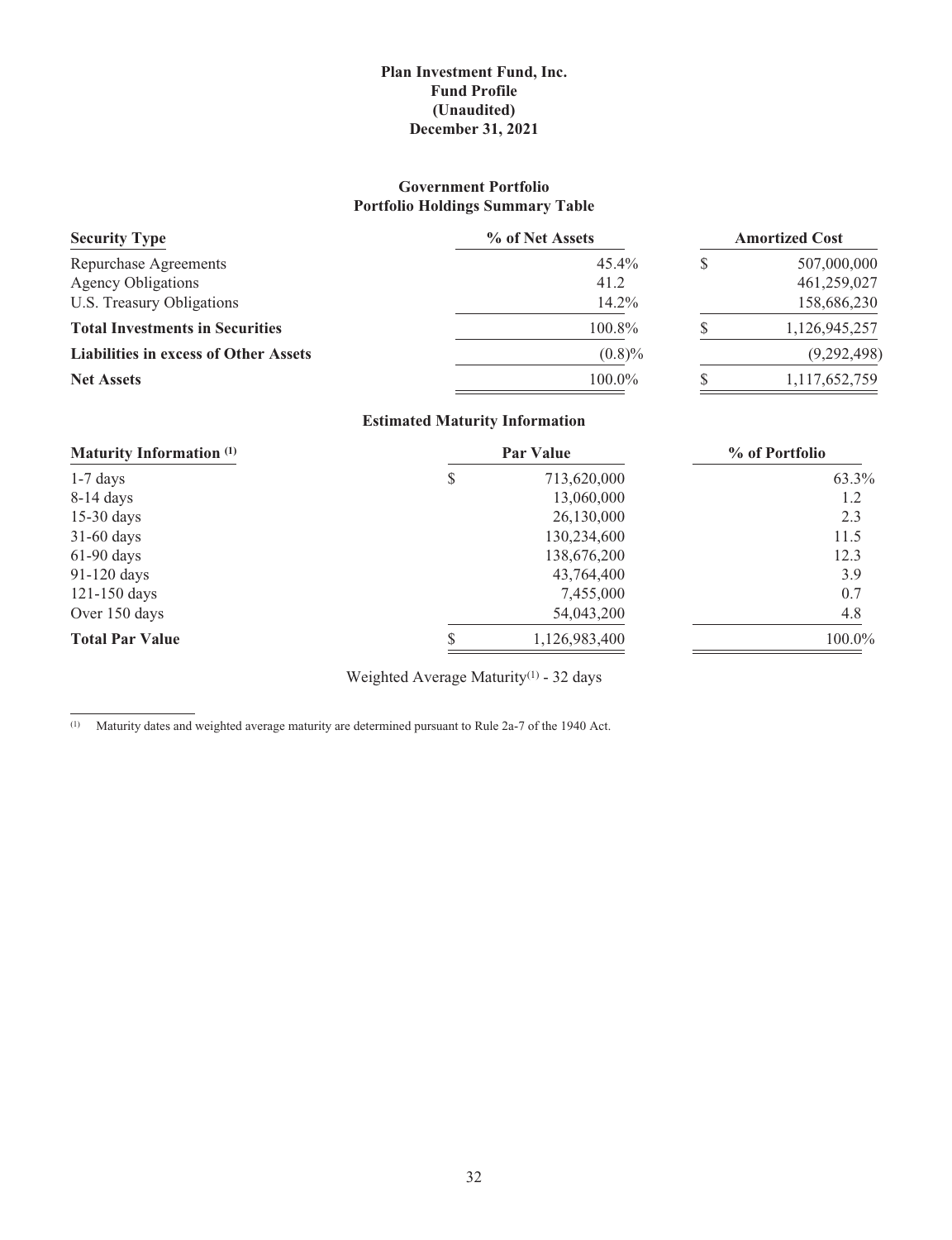# Plan Investment Fund, Inc.
## Fund Profile
## (Unaudited)
## December 31, 2021

### Government Portfolio
### Portfolio Holdings Summary Table

| Security Type | % of Net Assets | Amortized Cost |
|---|---|---|
| Repurchase Agreements | 45.4% | $ 507,000,000 |
| Agency Obligations | 41.2 | 461,259,027 |
| U.S. Treasury Obligations | 14.2% | 158,686,230 |
| **Total Investments in Securities** | 100.8% | $ 1,126,945,257 |
| **Liabilities in excess of Other Assets** | (0.8)% | (9,292,498) |
| **Net Assets** | 100.0% | $ 1,117,652,759 |

### Estimated Maturity Information

| Maturity Information [(1)] | Par Value | % of Portfolio |
|---|---|---|
| 1-7 days | $ 713,620,000 | 63.3% |
| 8-14 days | 13,060,000 | 1.2 |
| 15-30 days | 26,130,000 | 2.3 |
| 31-60 days | 130,234,600 | 11.5 |
| 61-90 days | 138,676,200 | 12.3 |
| 91-120 days | 43,764,400 | 3.9 |
| 121-150 days | 7,455,000 | 0.7 |
| Over 150 days | 54,043,200 | 4.8 |
| **Total Par Value** | $ 1,126,983,400 | 100.0% |

Weighted Average Maturity[(1)] - 32 days

---

[(1)] Maturity dates and weighted average maturity are determined pursuant to Rule 2a-7 of the 1940 Act.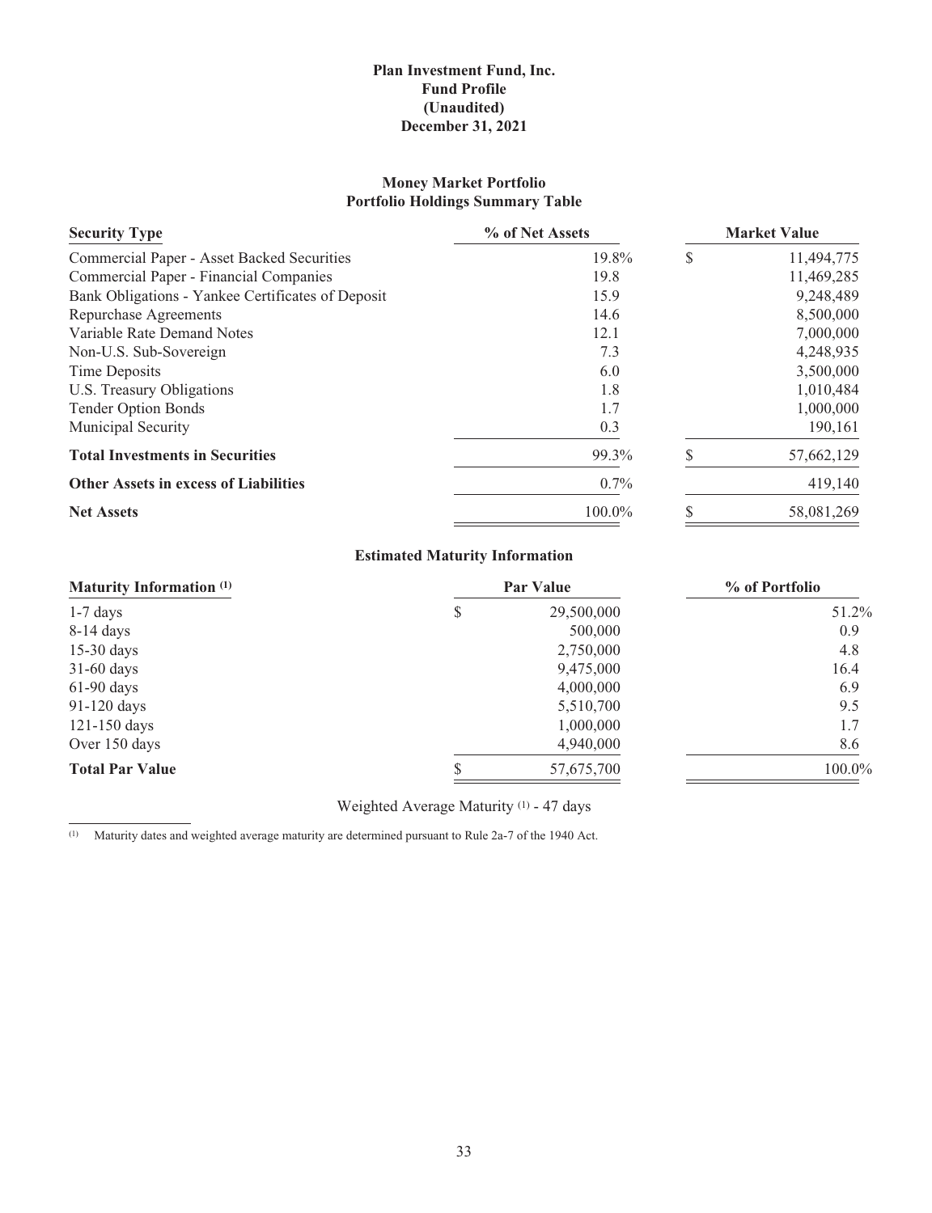**Plan Investment Fund, Inc.**
**Fund Profile**
**(Unaudited)**
**December 31, 2021**

**Money Market Portfolio**
**Portfolio Holdings Summary Table**

| Security Type | % of Net Assets | Market Value |
|---|---|---|
| Commercial Paper - Asset Backed Securities | 19.8% | $ 11,494,775 |
| Commercial Paper - Financial Companies | 19.8 | 11,469,285 |
| Bank Obligations - Yankee Certificates of Deposit | 15.9 | 9,248,489 |
| Repurchase Agreements | 14.6 | 8,500,000 |
| Variable Rate Demand Notes | 12.1 | 7,000,000 |
| Non-U.S. Sub-Sovereign | 7.3 | 4,248,935 |
| Time Deposits | 6.0 | 3,500,000 |
| U.S. Treasury Obligations | 1.8 | 1,010,484 |
| Tender Option Bonds | 1.7 | 1,000,000 |
| Municipal Security | 0.3 | 190,161 |
| **Total Investments in Securities** | 99.3% | $ 57,662,129 |
| **Other Assets in excess of Liabilities** | 0.7% | 419,140 |
| **Net Assets** | 100.0% | $ 58,081,269 |

**Estimated Maturity Information**

| Maturity Information (1) | Par Value | % of Portfolio |
|---|---|---|
| 1-7 days | $ 29,500,000 | 51.2% |
| 8-14 days | 500,000 | 0.9 |
| 15-30 days | 2,750,000 | 4.8 |
| 31-60 days | 9,475,000 | 16.4 |
| 61-90 days | 4,000,000 | 6.9 |
| 91-120 days | 5,510,700 | 9.5 |
| 121-150 days | 1,000,000 | 1.7 |
| Over 150 days | 4,940,000 | 8.6 |
| **Total Par Value** | $ 57,675,700 | 100.0% |

Weighted Average Maturity (1) - 47 days

(1) Maturity dates and weighted average maturity are determined pursuant to Rule 2a-7 of the 1940 Act.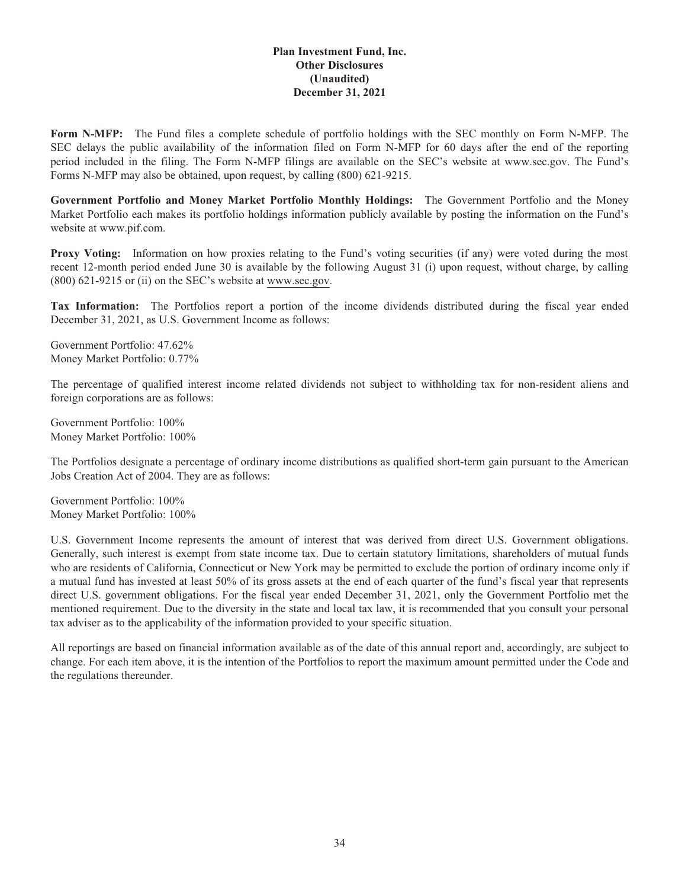# Plan Investment Fund, Inc.
## Other Disclosures
## (Unaudited)
## December 31, 2021

**Form N-MFP:** The Fund files a complete schedule of portfolio holdings with the SEC monthly on Form N-MFP. The SEC delays the public availability of the information filed on Form N-MFP for 60 days after the end of the reporting period included in the filing. The Form N-MFP filings are available on the SEC's website at www.sec.gov. The Fund's Forms N-MFP may also be obtained, upon request, by calling (800) 621-9215.

**Government Portfolio and Money Market Portfolio Monthly Holdings:** The Government Portfolio and the Money Market Portfolio each makes its portfolio holdings information publicly available by posting the information on the Fund's website at www.pif.com.

**Proxy Voting:** Information on how proxies relating to the Fund's voting securities (if any) were voted during the most recent 12-month period ended June 30 is available by the following August 31 (i) upon request, without charge, by calling (800) 621-9215 or (ii) on the SEC's website at www.sec.gov.

**Tax Information:** The Portfolios report a portion of the income dividends distributed during the fiscal year ended December 31, 2021, as U.S. Government Income as follows:

Government Portfolio: 47.62%
Money Market Portfolio: 0.77%

The percentage of qualified interest income related dividends not subject to withholding tax for non-resident aliens and foreign corporations are as follows:

Government Portfolio: 100%
Money Market Portfolio: 100%

The Portfolios designate a percentage of ordinary income distributions as qualified short-term gain pursuant to the American Jobs Creation Act of 2004. They are as follows:

Government Portfolio: 100%
Money Market Portfolio: 100%

U.S. Government Income represents the amount of interest that was derived from direct U.S. Government obligations. Generally, such interest is exempt from state income tax. Due to certain statutory limitations, shareholders of mutual funds who are residents of California, Connecticut or New York may be permitted to exclude the portion of ordinary income only if a mutual fund has invested at least 50% of its gross assets at the end of each quarter of the fund's fiscal year that represents direct U.S. government obligations. For the fiscal year ended December 31, 2021, only the Government Portfolio met the mentioned requirement. Due to the diversity in the state and local tax law, it is recommended that you consult your personal tax adviser as to the applicability of the information provided to your specific situation.

All reportings are based on financial information available as of the date of this annual report and, accordingly, are subject to change. For each item above, it is the intention of the Portfolios to report the maximum amount permitted under the Code and the regulations thereunder.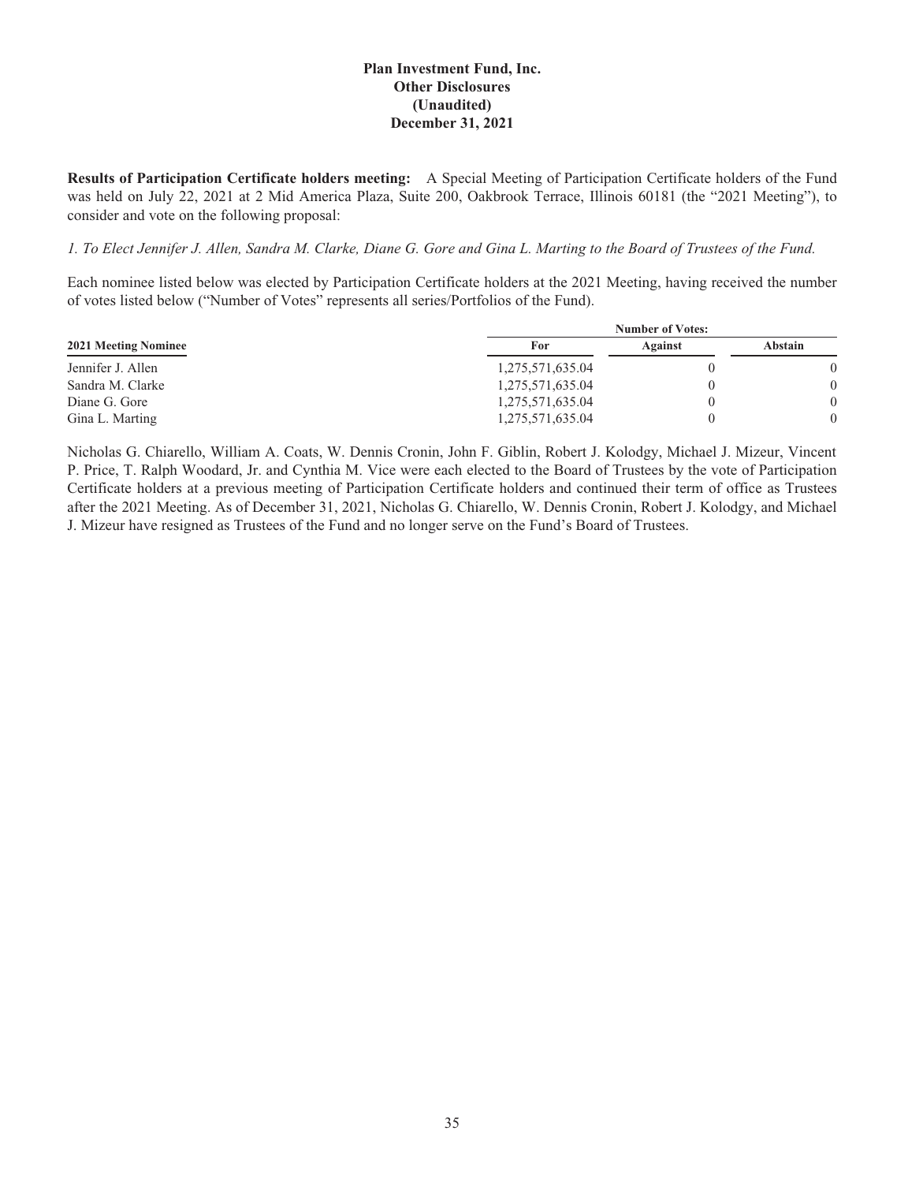# Plan Investment Fund, Inc.
## Other Disclosures
### (Unaudited)
### December 31, 2021

**Results of Participation Certificate holders meeting:** A Special Meeting of Participation Certificate holders of the Fund was held on July 22, 2021 at 2 Mid America Plaza, Suite 200, Oakbrook Terrace, Illinois 60181 (the "2021 Meeting"), to consider and vote on the following proposal:

*1. To Elect Jennifer J. Allen, Sandra M. Clarke, Diane G. Gore and Gina L. Marting to the Board of Trustees of the Fund.*

Each nominee listed below was elected by Participation Certificate holders at the 2021 Meeting, having received the number of votes listed below ("Number of Votes" represents all series/Portfolios of the Fund).

| 2021 Meeting Nominee | Number of Votes: | | |
|---|---|---|---|
| | For | Against | Abstain |
| Jennifer J. Allen | 1,275,571,635.04 | 0 | 0 |
| Sandra M. Clarke | 1,275,571,635.04 | 0 | 0 |
| Diane G. Gore | 1,275,571,635.04 | 0 | 0 |
| Gina L. Marting | 1,275,571,635.04 | 0 | 0 |

Nicholas G. Chiarello, William A. Coats, W. Dennis Cronin, John F. Giblin, Robert J. Kolodgy, Michael J. Mizeur, Vincent P. Price, T. Ralph Woodard, Jr. and Cynthia M. Vice were each elected to the Board of Trustees by the vote of Participation Certificate holders at a previous meeting of Participation Certificate holders and continued their term of office as Trustees after the 2021 Meeting. As of December 31, 2021, Nicholas G. Chiarello, W. Dennis Cronin, Robert J. Kolodgy, and Michael J. Mizeur have resigned as Trustees of the Fund and no longer serve on the Fund's Board of Trustees.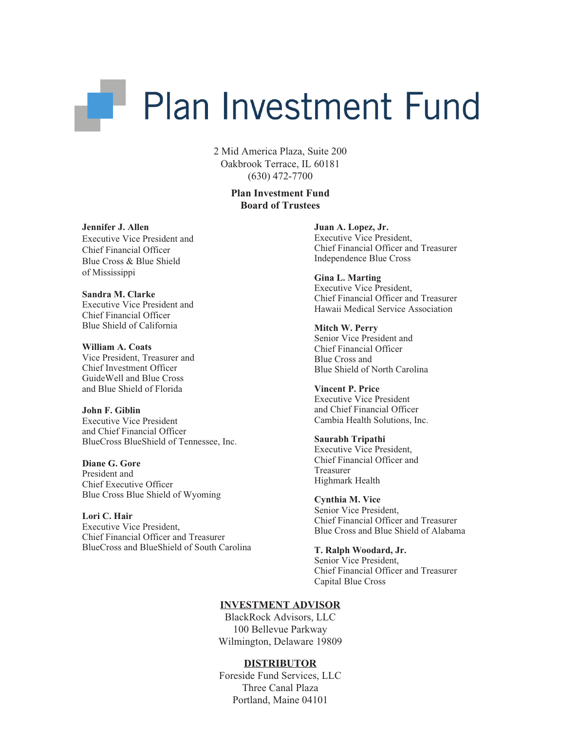# Plan Investment Fund

2 Mid America Plaza, Suite 200
Oakbrook Terrace, IL 60181
(630) 472-7700

**Plan Investment Fund**
**Board of Trustees**

**Jennifer J. Allen**
Executive Vice President and
Chief Financial Officer
Blue Cross & Blue Shield
of Mississippi

**Sandra M. Clarke**
Executive Vice President and
Chief Financial Officer
Blue Shield of California

**William A. Coats**
Vice President, Treasurer and
Chief Investment Officer
GuideWell and Blue Cross
and Blue Shield of Florida

**John F. Giblin**
Executive Vice President
and Chief Financial Officer
BlueCross BlueShield of Tennessee, Inc.

**Diane G. Gore**
President and
Chief Executive Officer
Blue Cross Blue Shield of Wyoming

**Lori C. Hair**
Executive Vice President,
Chief Financial Officer and Treasurer
BlueCross and BlueShield of South Carolina

**Juan A. Lopez, Jr.**
Executive Vice President,
Chief Financial Officer and Treasurer
Independence Blue Cross

**Gina L. Marting**
Executive Vice President,
Chief Financial Officer and Treasurer
Hawaii Medical Service Association

**Mitch W. Perry**
Senior Vice President and
Chief Financial Officer
Blue Cross and
Blue Shield of North Carolina

**Vincent P. Price**
Executive Vice President
and Chief Financial Officer
Cambia Health Solutions, Inc.

**Saurabh Tripathi**
Executive Vice President,
Chief Financial Officer and
Treasurer
Highmark Health

**Cynthia M. Vice**
Senior Vice President,
Chief Financial Officer and Treasurer
Blue Cross and Blue Shield of Alabama

**T. Ralph Woodard, Jr.**
Senior Vice President,
Chief Financial Officer and Treasurer
Capital Blue Cross

**INVESTMENT ADVISOR**

BlackRock Advisors, LLC
100 Bellevue Parkway
Wilmington, Delaware 19809

**DISTRIBUTOR**

Foreside Fund Services, LLC
Three Canal Plaza
Portland, Maine 04101